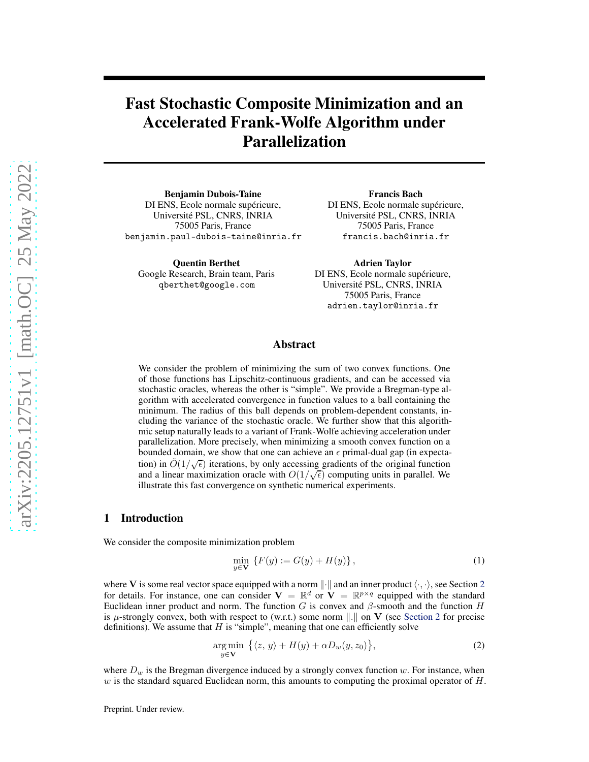# Fast Stochastic Composite Minimization and an Accelerated Frank-Wolfe Algorithm under Parallelization

**Benjamin Dubois-Taine**
DI ENS, Ecole normale supérieure,
Université PSL, CNRS, INRIA
75005 Paris, France
benjamin.paul-dubois-taine@inria.fr

**Francis Bach**
DI ENS, Ecole normale supérieure,
Université PSL, CNRS, INRIA
75005 Paris, France
francis.bach@inria.fr

**Quentin Berthet**
Google Research, Brain team, Paris
qberthet@google.com

**Adrien Taylor**
DI ENS, Ecole normale supérieure,
Université PSL, CNRS, INRIA
75005 Paris, France
adrien.taylor@inria.fr

## Abstract

We consider the problem of minimizing the sum of two convex functions. One of those functions has Lipschitz-continuous gradients, and can be accessed via stochastic oracles, whereas the other is "simple". We provide a Bregman-type algorithm with accelerated convergence in function values to a ball containing the minimum. The radius of this ball depends on problem-dependent constants, including the variance of the stochastic oracle. We further show that this algorithmic setup naturally leads to a variant of Frank-Wolfe achieving acceleration under parallelization. More precisely, when minimizing a smooth convex function on a bounded domain, we show that one can achieve an $\epsilon$ primal-dual gap (in expectation) in $\tilde{O}(1/\sqrt{\epsilon})$ iterations, by only accessing gradients of the original function and a linear maximization oracle with $O(1/\sqrt{\epsilon})$ computing units in parallel. We illustrate this fast convergence on synthetic numerical experiments.

## 1 Introduction

We consider the composite minimization problem

$$\min_{y \in \mathbf{V}} \{F(y) := G(y) + H(y)\}, \tag{1}$$

where $\mathbf{V}$ is some real vector space equipped with a norm $\|\cdot\|$ and an inner product $\langle \cdot, \cdot \rangle$, see Section 2 for details. For instance, one can consider $\mathbf{V} = \mathbb{R}^d$ or $\mathbf{V} = \mathbb{R}^{p \times q}$ equipped with the standard Euclidean inner product and norm. The function $G$ is convex and $\beta$-smooth and the function $H$ is $\mu$-strongly convex, both with respect to (w.r.t.) some norm $\|.\|$ on $\mathbf{V}$ (see Section 2 for precise definitions). We assume that $H$ is "simple", meaning that one can efficiently solve

$$\operatorname*{arg\,min}_{y \in \mathbf{V}} \{\langle z, y \rangle + H(y) + \alpha D_w(y, z_0)\}, \tag{2}$$

where $D_w$ is the Bregman divergence induced by a strongly convex function $w$. For instance, when $w$ is the standard squared Euclidean norm, this amounts to computing the proximal operator of $H$.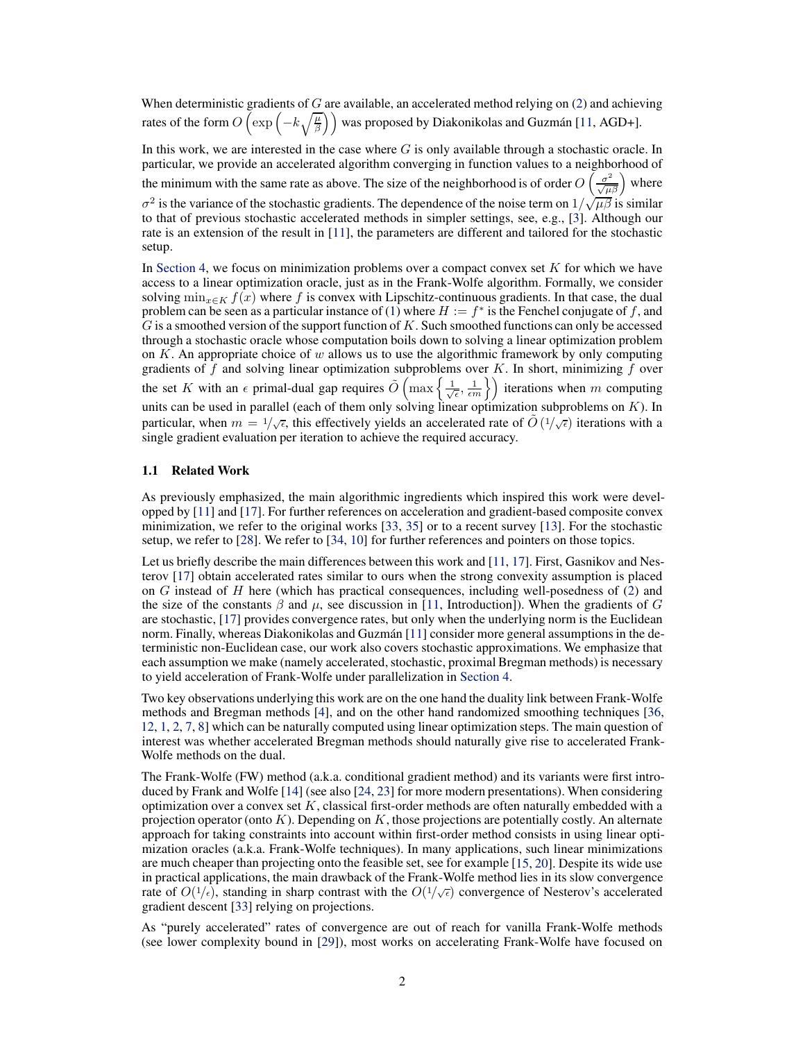When deterministic gradients of $G$ are available, an accelerated method relying on (2) and achieving rates of the form $O\left(\exp\left(-k\sqrt{\frac{\mu}{\beta}}\right)\right)$ was proposed by Diakonikolas and Guzmán [11, AGD+].

In this work, we are interested in the case where $G$ is only available through a stochastic oracle. In particular, we provide an accelerated algorithm converging in function values to a neighborhood of the minimum with the same rate as above. The size of the neighborhood is of order $O\left(\frac{\sigma^2}{\sqrt{\mu\beta}}\right)$ where $\sigma^2$ is the variance of the stochastic gradients. The dependence of the noise term on $1/\sqrt{\mu\beta}$ is similar to that of previous stochastic accelerated methods in simpler settings, see, e.g., [3]. Although our rate is an extension of the result in [11], the parameters are different and tailored for the stochastic setup.

In Section 4, we focus on minimization problems over a compact convex set $K$ for which we have access to a linear optimization oracle, just as in the Frank-Wolfe algorithm. Formally, we consider solving $\min_{x\in K} f(x)$ where $f$ is convex with Lipschitz-continuous gradients. In that case, the dual problem can be seen as a particular instance of (1) where $H := f^*$ is the Fenchel conjugate of $f$, and $G$ is a smoothed version of the support function of $K$. Such smoothed functions can only be accessed through a stochastic oracle whose computation boils down to solving a linear optimization problem on $K$. An appropriate choice of $w$ allows us to use the algorithmic framework by only computing gradients of $f$ and solving linear optimization subproblems over $K$. In short, minimizing $f$ over the set $K$ with an $\epsilon$ primal-dual gap requires $\tilde{O}\left(\max\left\{\frac{1}{\sqrt{\epsilon}}, \frac{1}{\epsilon m}\right\}\right)$ iterations when $m$ computing units can be used in parallel (each of them only solving linear optimization subproblems on $K$). In particular, when $m = 1/\sqrt{\epsilon}$, this effectively yields an accelerated rate of $\tilde{O}\left(1/\sqrt{\epsilon}\right)$ iterations with a single gradient evaluation per iteration to achieve the required accuracy.

### 1.1 Related Work

As previously emphasized, the main algorithmic ingredients which inspired this work were developped by [11] and [17]. For further references on acceleration and gradient-based composite convex minimization, we refer to the original works [33, 35] or to a recent survey [13]. For the stochastic setup, we refer to [28]. We refer to [34, 10] for further references and pointers on those topics.

Let us briefly describe the main differences between this work and [11, 17]. First, Gasnikov and Nesterov [17] obtain accelerated rates similar to ours when the strong convexity assumption is placed on $G$ instead of $H$ here (which has practical consequences, including well-posedness of (2) and the size of the constants $\beta$ and $\mu$, see discussion in [11, Introduction]). When the gradients of $G$ are stochastic, [17] provides convergence rates, but only when the underlying norm is the Euclidean norm. Finally, whereas Diakonikolas and Guzmán [11] consider more general assumptions in the deterministic non-Euclidean case, our work also covers stochastic approximations. We emphasize that each assumption we make (namely accelerated, stochastic, proximal Bregman methods) is necessary to yield acceleration of Frank-Wolfe under parallelization in Section 4.

Two key observations underlying this work are on the one hand the duality link between Frank-Wolfe methods and Bregman methods [4], and on the other hand randomized smoothing techniques [36, 12, 1, 2, 7, 8] which can be naturally computed using linear optimization steps. The main question of interest was whether accelerated Bregman methods should naturally give rise to accelerated Frank-Wolfe methods on the dual.

The Frank-Wolfe (FW) method (a.k.a. conditional gradient method) and its variants were first introduced by Frank and Wolfe [14] (see also [24, 23] for more modern presentations). When considering optimization over a convex set $K$, classical first-order methods are often naturally embedded with a projection operator (onto $K$). Depending on $K$, those projections are potentially costly. An alternate approach for taking constraints into account within first-order method consists in using linear optimization oracles (a.k.a. Frank-Wolfe techniques). In many applications, such linear minimizations are much cheaper than projecting onto the feasible set, see for example [15, 20]. Despite its wide use in practical applications, the main drawback of the Frank-Wolfe method lies in its slow convergence rate of $O(1/\epsilon)$, standing in sharp contrast with the $O(1/\sqrt{\epsilon})$ convergence of Nesterov's accelerated gradient descent [33] relying on projections.

As "purely accelerated" rates of convergence are out of reach for vanilla Frank-Wolfe methods (see lower complexity bound in [29]), most works on accelerating Frank-Wolfe have focused on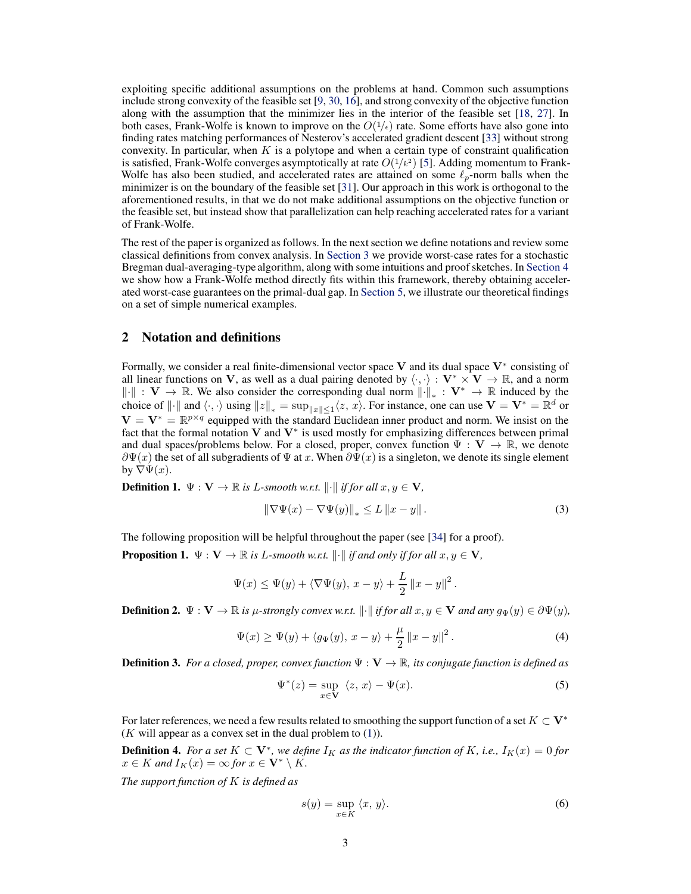exploiting specific additional assumptions on the problems at hand. Common such assumptions include strong convexity of the feasible set [9, 30, 16], and strong convexity of the objective function along with the assumption that the minimizer lies in the interior of the feasible set [18, 27]. In both cases, Frank-Wolfe is known to improve on the $O(1/\epsilon)$ rate. Some efforts have also gone into finding rates matching performances of Nesterov's accelerated gradient descent [33] without strong convexity. In particular, when $K$ is a polytope and when a certain type of constraint qualification is satisfied, Frank-Wolfe converges asymptotically at rate $O(1/k^2)$ [5]. Adding momentum to Frank-Wolfe has also been studied, and accelerated rates are attained on some $\ell_p$-norm balls when the minimizer is on the boundary of the feasible set [31]. Our approach in this work is orthogonal to the aforementioned results, in that we do not make additional assumptions on the objective function or the feasible set, but instead show that parallelization can help reaching accelerated rates for a variant of Frank-Wolfe.

The rest of the paper is organized as follows. In the next section we define notations and review some classical definitions from convex analysis. In Section 3 we provide worst-case rates for a stochastic Bregman dual-averaging-type algorithm, along with some intuitions and proof sketches. In Section 4 we show how a Frank-Wolfe method directly fits within this framework, thereby obtaining accelerated worst-case guarantees on the primal-dual gap. In Section 5, we illustrate our theoretical findings on a set of simple numerical examples.

## 2 Notation and definitions

Formally, we consider a real finite-dimensional vector space $\mathbf{V}$ and its dual space $\mathbf{V}^*$ consisting of all linear functions on $\mathbf{V}$, as well as a dual pairing denoted by $\langle \cdot, \cdot \rangle : \mathbf{V}^* \times \mathbf{V} \to \mathbb{R}$, and a norm $\|\cdot\| : \mathbf{V} \to \mathbb{R}$. We also consider the corresponding dual norm $\|\cdot\|_* : \mathbf{V}^* \to \mathbb{R}$ induced by the choice of $\|\cdot\|$ and $\langle \cdot, \cdot \rangle$ using $\|z\|_* = \sup_{\|x\| \leq 1} \langle z, x \rangle$. For instance, one can use $\mathbf{V} = \mathbf{V}^* = \mathbb{R}^d$ or $\mathbf{V} = \mathbf{V}^* = \mathbb{R}^{p \times q}$ equipped with the standard Euclidean inner product and norm. We insist on the fact that the formal notation $\mathbf{V}$ and $\mathbf{V}^*$ is used mostly for emphasizing differences between primal and dual spaces/problems below. For a closed, proper, convex function $\Psi : \mathbf{V} \to \mathbb{R}$, we denote $\partial \Psi(x)$ the set of all subgradients of $\Psi$ at $x$. When $\partial \Psi(x)$ is a singleton, we denote its single element by $\nabla \Psi(x)$.

**Definition 1.** *$\Psi : \mathbf{V} \to \mathbb{R}$ is $L$-smooth w.r.t. $\|\cdot\|$ if for all $x, y \in \mathbf{V}$,*

$$\|\nabla \Psi(x) - \nabla \Psi(y)\|_* \leq L \|x - y\|. \tag{3}$$

The following proposition will be helpful throughout the paper (see [34] for a proof).

**Proposition 1.** *$\Psi : \mathbf{V} \to \mathbb{R}$ is $L$-smooth w.r.t. $\|\cdot\|$ if and only if for all $x, y \in \mathbf{V}$,*

$$\Psi(x) \leq \Psi(y) + \langle \nabla \Psi(y), x - y \rangle + \frac{L}{2} \|x - y\|^2.$$

**Definition 2.** *$\Psi : \mathbf{V} \to \mathbb{R}$ is $\mu$-strongly convex w.r.t. $\|\cdot\|$ if for all $x, y \in \mathbf{V}$ and any $g_\Psi(y) \in \partial \Psi(y)$,*

$$\Psi(x) \geq \Psi(y) + \langle g_\Psi(y), x - y \rangle + \frac{\mu}{2} \|x - y\|^2. \tag{4}$$

**Definition 3.** *For a closed, proper, convex function $\Psi : \mathbf{V} \to \mathbb{R}$, its conjugate function is defined as*

$$\Psi^*(z) = \sup_{x \in \mathbf{V}} \langle z, x \rangle - \Psi(x). \tag{5}$$

For later references, we need a few results related to smoothing the support function of a set $K \subset \mathbf{V}^*$ ($K$ will appear as a convex set in the dual problem to (1)).

**Definition 4.** *For a set $K \subset \mathbf{V}^*$, we define $I_K$ as the indicator function of $K$, i.e., $I_K(x) = 0$ for $x \in K$ and $I_K(x) = \infty$ for $x \in \mathbf{V}^* \setminus K$.*

*The support function of $K$ is defined as*

$$s(y) = \sup_{x \in K} \langle x, y \rangle. \tag{6}$$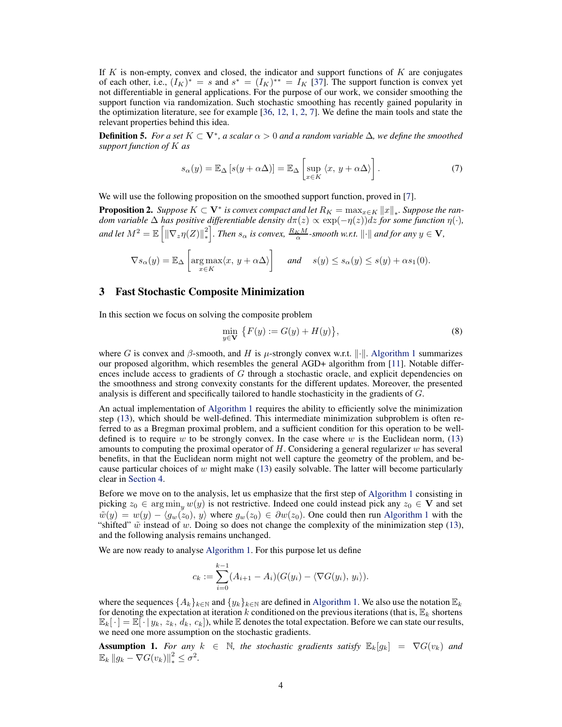If $K$ is non-empty, convex and closed, the indicator and support functions of $K$ are conjugates of each other, i.e., $(I_K)^* = s$ and $s^* = (I_K)^{**} = I_K$ [37]. The support function is convex yet not differentiable in general applications. For the purpose of our work, we consider smoothing the support function via randomization. Such stochastic smoothing has recently gained popularity in the optimization literature, see for example [36, 12, 1, 2, 7]. We define the main tools and state the relevant properties behind this idea.

**Definition 5.** *For a set $K \subset \mathbf{V}^*$, a scalar $\alpha > 0$ and a random variable $\Delta$, we define the smoothed support function of $K$ as*

$$s_\alpha(y) = \mathbb{E}_\Delta\left[s(y + \alpha\Delta)\right] = \mathbb{E}_\Delta\left[\sup_{x \in K} \langle x,\, y + \alpha\Delta\rangle\right]. \tag{7}$$

We will use the following proposition on the smoothed support function, proved in [7].

**Proposition 2.** *Suppose $K \subset \mathbf{V}^*$ is convex compact and let $R_K = \max_{x\in K} \|x\|_*$. Suppose the random variable $\Delta$ has positive differentiable density $d\pi(z) \propto \exp(-\eta(z))dz$ for some function $\eta(\cdot)$, and let $M^2 = \mathbb{E}\left[\|\nabla_z \eta(Z)\|_*^2\right]$. Then $s_\alpha$ is convex, $\frac{R_K M}{\alpha}$-smooth w.r.t. $\|\cdot\|$ and for any $y \in \mathbf{V}$,*

$$\nabla s_\alpha(y) = \mathbb{E}_\Delta\left[\operatorname*{arg\,max}_{x\in K} \langle x,\, y + \alpha\Delta\rangle\right] \quad \text{and} \quad s(y) \le s_\alpha(y) \le s(y) + \alpha s_1(0).$$

## 3 Fast Stochastic Composite Minimization

In this section we focus on solving the composite problem

$$\min_{y\in\mathbf{V}} \left\{F(y) := G(y) + H(y)\right\}, \tag{8}$$

where $G$ is convex and $\beta$-smooth, and $H$ is $\mu$-strongly convex w.r.t. $\|\cdot\|$. Algorithm 1 summarizes our proposed algorithm, which resembles the general AGD+ algorithm from [11]. Notable differences include access to gradients of $G$ through a stochastic oracle, and explicit dependencies on the smoothness and strong convexity constants for the different updates. Moreover, the presented analysis is different and specifically tailored to handle stochasticity in the gradients of $G$.

An actual implementation of Algorithm 1 requires the ability to efficiently solve the minimization step (13), which should be well-defined. This intermediate minimization subproblem is often referred to as a Bregman proximal problem, and a sufficient condition for this operation to be well-defined is to require $w$ to be strongly convex. In the case where $w$ is the Euclidean norm, (13) amounts to computing the proximal operator of $H$. Considering a general regularizer $w$ has several benefits, in that the Euclidean norm might not well capture the geometry of the problem, and because particular choices of $w$ might make (13) easily solvable. The latter will become particularly clear in Section 4.

Before we move on to the analysis, let us emphasize that the first step of Algorithm 1 consisting in picking $z_0 \in \arg\min_y w(y)$ is not restrictive. Indeed one could instead pick any $z_0 \in \mathbf{V}$ and set $\tilde{w}(y) = w(y) - \langle g_w(z_0),\, y\rangle$ where $g_w(z_0) \in \partial w(z_0)$. One could then run Algorithm 1 with the "shifted" $\tilde{w}$ instead of $w$. Doing so does not change the complexity of the minimization step (13), and the following analysis remains unchanged.

We are now ready to analyse Algorithm 1. For this purpose let us define

$$c_k := \sum_{i=0}^{k-1} (A_{i+1} - A_i)(G(y_i) - \langle \nabla G(y_i),\, y_i\rangle).$$

where the sequences $\{A_k\}_{k\in\mathbb{N}}$ and $\{y_k\}_{k\in\mathbb{N}}$ are defined in Algorithm 1. We also use the notation $\mathbb{E}_k$ for denoting the expectation at iteration $k$ conditioned on the previous iterations (that is, $\mathbb{E}_k$ shortens $\mathbb{E}_k[\,\cdot\,] = \mathbb{E}[\,\cdot \mid y_k,\, z_k,\, d_k,\, c_k]$), while $\mathbb{E}$ denotes the total expectation. Before we can state our results, we need one more assumption on the stochastic gradients.

**Assumption 1.** *For any $k \in \mathbb{N}$, the stochastic gradients satisfy $\mathbb{E}_k[g_k] = \nabla G(v_k)$ and $\mathbb{E}_k \|g_k - \nabla G(v_k)\|_*^2 \le \sigma^2$.*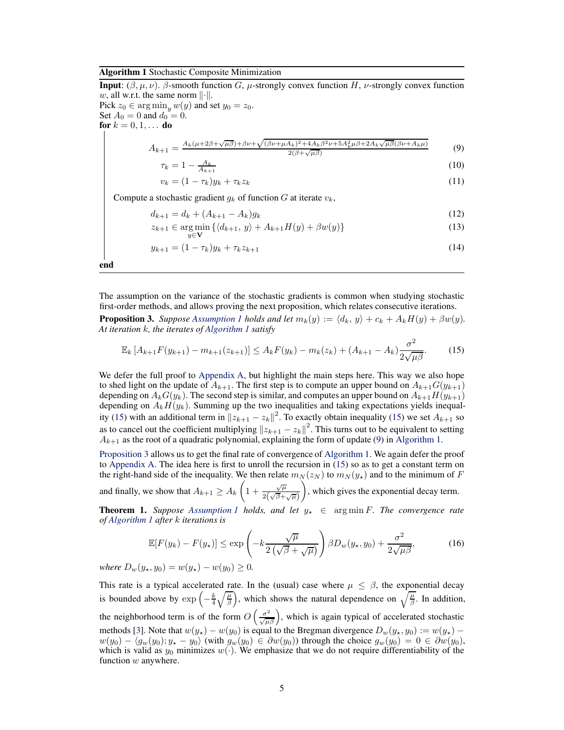**Algorithm 1** Stochastic Composite Minimization

**Input**: $(\beta, \mu, \nu)$. $\beta$-smooth function $G$, $\mu$-strongly convex function $H$, $\nu$-strongly convex function $w$, all w.r.t. the same norm $\|\cdot\|$.

Pick $z_0 \in \arg\min_y w(y)$ and set $y_0 = z_0$.

Set $A_0 = 0$ and $d_0 = 0$.

**for** $k = 0, 1, \ldots$ **do**

$$A_{k+1} = \frac{A_k(\mu+2\beta+\sqrt{\mu\beta})+\beta\nu+\sqrt{(\beta\nu+\mu A_k)^2+4A_k\beta^2\nu+5A_k^2\mu\beta+2A_k\sqrt{\mu\beta}(\beta\nu+A_k\mu)}}{2(\beta+\sqrt{\mu\beta})} \tag{9}$$

$$\tau_k = 1 - \frac{A_k}{A_{k+1}} \tag{10}$$

$$v_k = (1-\tau_k)y_k + \tau_k z_k \tag{11}$$

Compute a stochastic gradient $g_k$ of function $G$ at iterate $v_k$,

$$d_{k+1} = d_k + (A_{k+1} - A_k)g_k \tag{12}$$

$$z_{k+1} \in \arg\min_{y \in \mathbf{V}} \{\langle d_{k+1},\, y\rangle + A_{k+1}H(y) + \beta w(y)\} \tag{13}$$

$$y_{k+1} = (1-\tau_k)y_k + \tau_k z_{k+1} \tag{14}$$

**end**

The assumption on the variance of the stochastic gradients is common when studying stochastic first-order methods, and allows proving the next proposition, which relates consecutive iterations.

**Proposition 3.** *Suppose Assumption 1 holds and let $m_k(y) := \langle d_k,\, y\rangle + c_k + A_k H(y) + \beta w(y)$. At iteration $k$, the iterates of Algorithm 1 satisfy*

$$\mathbb{E}_k\left[A_{k+1}F(y_{k+1}) - m_{k+1}(z_{k+1})\right] \leq A_k F(y_k) - m_k(z_k) + (A_{k+1} - A_k)\frac{\sigma^2}{2\sqrt{\mu\beta}}. \tag{15}$$

We defer the full proof to Appendix A, but highlight the main steps here. This way we also hope to shed light on the update of $A_{k+1}$. The first step is to compute an upper bound on $A_{k+1}G(y_{k+1})$ depending on $A_k G(y_k)$. The second step is similar, and computes an upper bound on $A_{k+1}H(y_{k+1})$ depending on $A_k H(y_k)$. Summing up the two inequalities and taking expectations yields inequality (15) with an additional term in $\|z_{k+1} - z_k\|^2$. To exactly obtain inequality (15) we set $A_{k+1}$ so as to cancel out the coefficient multiplying $\|z_{k+1} - z_k\|^2$. This turns out to be equivalent to setting $A_{k+1}$ as the root of a quadratic polynomial, explaining the form of update (9) in Algorithm 1.

Proposition 3 allows us to get the final rate of convergence of Algorithm 1. We again defer the proof to Appendix A. The idea here is first to unroll the recursion in (15) so as to get a constant term on the right-hand side of the inequality. We then relate $m_N(z_N)$ to $m_N(y_\star)$ and to the minimum of $F$ and finally, we show that $A_{k+1} \geq A_k\left(1 + \frac{\sqrt{\mu}}{2(\sqrt{\beta}+\sqrt{\mu})}\right)$, which gives the exponential decay term.

**Theorem 1.** *Suppose Assumption 1 holds, and let $y_\star \in \arg\min F$. The convergence rate of Algorithm 1 after $k$ iterations is*

$$\mathbb{E}[F(y_k) - F(y_\star)] \leq \exp\left(-k\frac{\sqrt{\mu}}{2\left(\sqrt{\beta}+\sqrt{\mu}\right)}\right)\beta D_w(y_\star, y_0) + \frac{\sigma^2}{2\sqrt{\mu\beta}}, \tag{16}$$

*where $D_w(y_\star, y_0) = w(y_\star) - w(y_0) \geq 0$.*

This rate is a typical accelerated rate. In the (usual) case where $\mu \leq \beta$, the exponential decay is bounded above by $\exp\left(-\frac{k}{4}\sqrt{\frac{\mu}{\beta}}\right)$, which shows the natural dependence on $\sqrt{\frac{\mu}{\beta}}$. In addition, the neighborhood term is of the form $O\left(\frac{\sigma^2}{\sqrt{\mu\beta}}\right)$, which is again typical of accelerated stochastic methods [3]. Note that $w(y_\star) - w(y_0)$ is equal to the Bregman divergence $D_w(y_\star, y_0) := w(y_\star) - w(y_0) - \langle g_w(y_0); y_\star - y_0\rangle$ (with $g_w(y_0) \in \partial w(y_0)$) through the choice $g_w(y_0) = 0 \in \partial w(y_0)$, which is valid as $y_0$ minimizes $w(\cdot)$. We emphasize that we do not require differentiability of the function $w$ anywhere.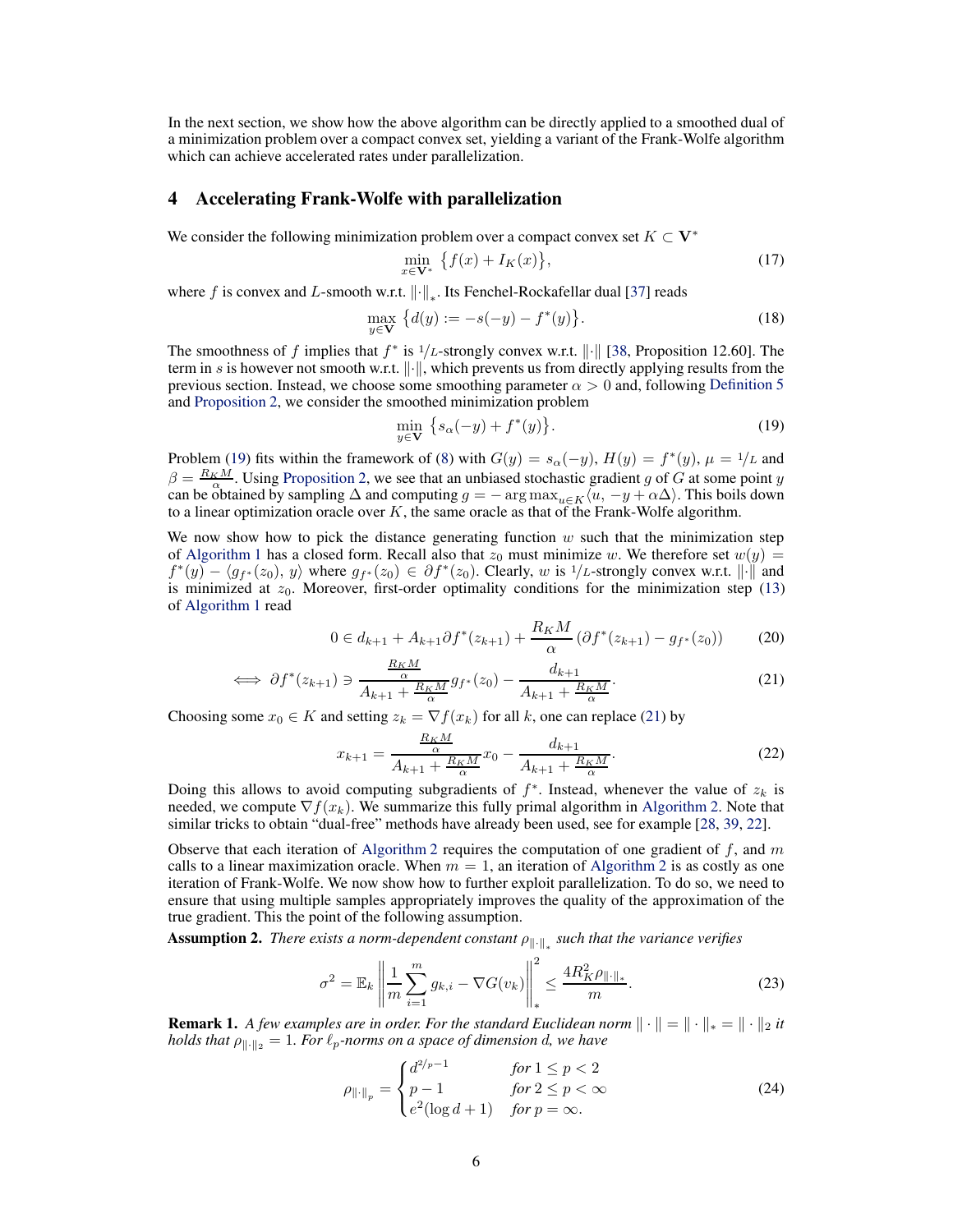In the next section, we show how the above algorithm can be directly applied to a smoothed dual of a minimization problem over a compact convex set, yielding a variant of the Frank-Wolfe algorithm which can achieve accelerated rates under parallelization.

## 4 Accelerating Frank-Wolfe with parallelization

We consider the following minimization problem over a compact convex set $K \subset \mathbf{V}^*$

$$\min_{x \in \mathbf{V}^*} \{f(x) + I_K(x)\}, \tag{17}$$

where $f$ is convex and $L$-smooth w.r.t. $\|\cdot\|_*$. Its Fenchel-Rockafellar dual [37] reads

$$\max_{y \in \mathbf{V}} \{d(y) := -s(-y) - f^*(y)\}. \tag{18}$$

The smoothness of $f$ implies that $f^*$ is $1/L$-strongly convex w.r.t. $\|\cdot\|$ [38, Proposition 12.60]. The term in $s$ is however not smooth w.r.t. $\|\cdot\|$, which prevents us from directly applying results from the previous section. Instead, we choose some smoothing parameter $\alpha > 0$ and, following Definition 5 and Proposition 2, we consider the smoothed minimization problem

$$\min_{y \in \mathbf{V}} \{s_\alpha(-y) + f^*(y)\}. \tag{19}$$

Problem (19) fits within the framework of (8) with $G(y) = s_\alpha(-y)$, $H(y) = f^*(y)$, $\mu = 1/L$ and $\beta = \frac{R_K M}{\alpha}$. Using Proposition 2, we see that an unbiased stochastic gradient $g$ of $G$ at some point $y$ can be obtained by sampling $\Delta$ and computing $g = -\arg\max_{u \in K} \langle u, -y + \alpha\Delta\rangle$. This boils down to a linear optimization oracle over $K$, the same oracle as that of the Frank-Wolfe algorithm.

We now show how to pick the distance generating function $w$ such that the minimization step of Algorithm 1 has a closed form. Recall also that $z_0$ must minimize $w$. We therefore set $w(y) = f^*(y) - \langle g_{f^*}(z_0), y\rangle$ where $g_{f^*}(z_0) \in \partial f^*(z_0)$. Clearly, $w$ is $1/L$-strongly convex w.r.t. $\|\cdot\|$ and is minimized at $z_0$. Moreover, first-order optimality conditions for the minimization step (13) of Algorithm 1 read

$$0 \in d_{k+1} + A_{k+1}\partial f^*(z_{k+1}) + \frac{R_K M}{\alpha}\left(\partial f^*(z_{k+1}) - g_{f^*}(z_0)\right) \tag{20}$$

$$\iff \partial f^*(z_{k+1}) \ni \frac{\frac{R_K M}{\alpha}}{A_{k+1} + \frac{R_K M}{\alpha}} g_{f^*}(z_0) - \frac{d_{k+1}}{A_{k+1} + \frac{R_K M}{\alpha}}. \tag{21}$$

Choosing some $x_0 \in K$ and setting $z_k = \nabla f(x_k)$ for all $k$, one can replace (21) by

$$x_{k+1} = \frac{\frac{R_K M}{\alpha}}{A_{k+1} + \frac{R_K M}{\alpha}} x_0 - \frac{d_{k+1}}{A_{k+1} + \frac{R_K M}{\alpha}}. \tag{22}$$

Doing this allows to avoid computing subgradients of $f^*$. Instead, whenever the value of $z_k$ is needed, we compute $\nabla f(x_k)$. We summarize this fully primal algorithm in Algorithm 2. Note that similar tricks to obtain "dual-free" methods have already been used, see for example [28, 39, 22].

Observe that each iteration of Algorithm 2 requires the computation of one gradient of $f$, and $m$ calls to a linear maximization oracle. When $m = 1$, an iteration of Algorithm 2 is as costly as one iteration of Frank-Wolfe. We now show how to further exploit parallelization. To do so, we need to ensure that using multiple samples appropriately improves the quality of the approximation of the true gradient. This the point of the following assumption.

**Assumption 2.** *There exists a norm-dependent constant $\rho_{\|\cdot\|_*}$ such that the variance verifies*

$$\sigma^2 = \mathbb{E}_k \left\| \frac{1}{m}\sum_{i=1}^{m} g_{k,i} - \nabla G(v_k) \right\|_*^2 \le \frac{4R_K^2 \rho_{\|\cdot\|_*}}{m}. \tag{23}$$

**Remark 1.** *A few examples are in order. For the standard Euclidean norm $\|\cdot\| = \|\cdot\|_* = \|\cdot\|_2$ it holds that $\rho_{\|\cdot\|_2} = 1$. For $\ell_p$-norms on a space of dimension $d$, we have*

$$\rho_{\|\cdot\|_p} = \begin{cases} d^{2/p-1} & \text{for } 1 \le p < 2 \\ p - 1 & \text{for } 2 \le p < \infty \\ e^2(\log d + 1) & \text{for } p = \infty. \end{cases} \tag{24}$$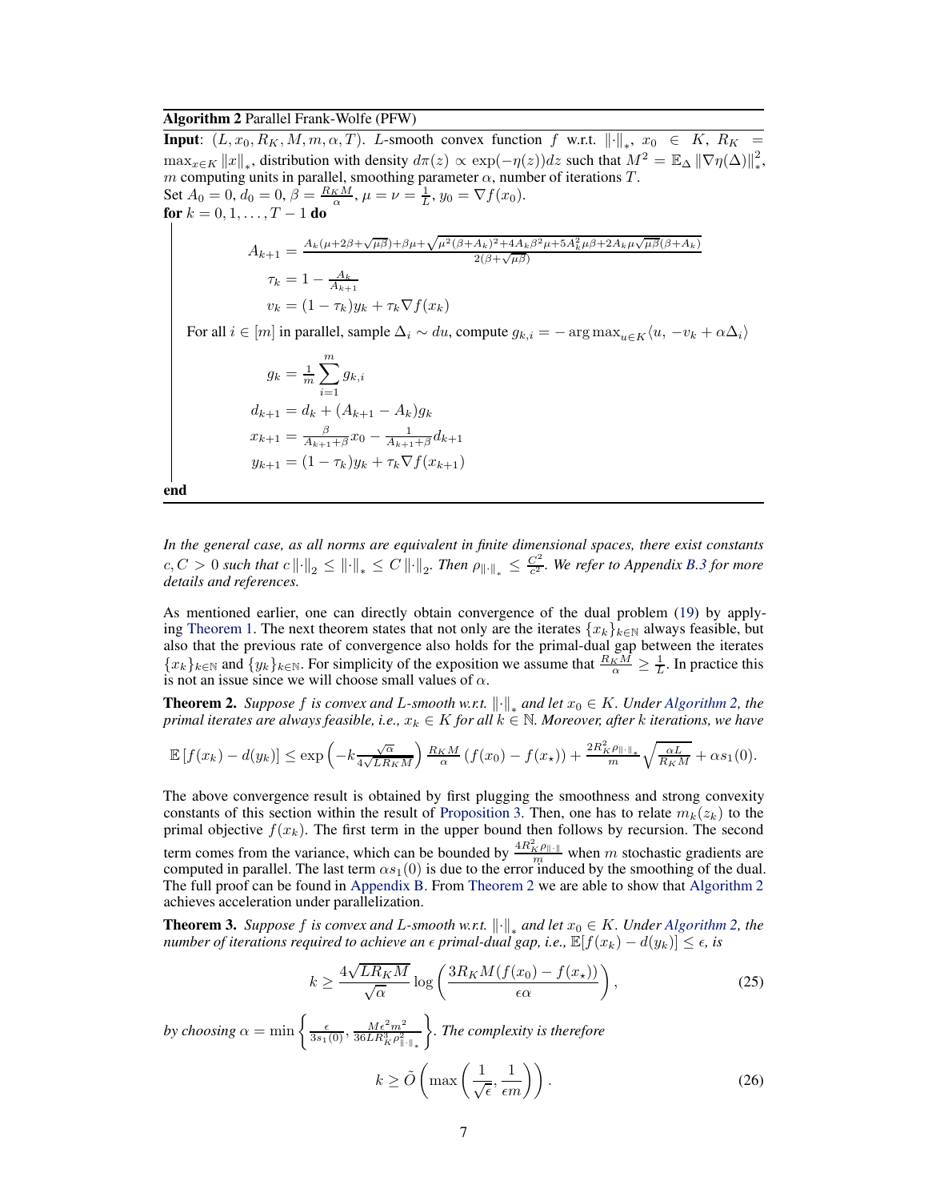**Algorithm 2** Parallel Frank-Wolfe (PFW)

**Input**: $(L, x_0, R_K, M, m, \alpha, T)$. $L$-smooth convex function $f$ w.r.t. $\|\cdot\|_*$, $x_0 \in K$, $R_K = \max_{x\in K} \|x\|_*$, distribution with density $d\pi(z) \propto \exp(-\eta(z))dz$ such that $M^2 = \mathbb{E}_\Delta \|\nabla\eta(\Delta)\|_*^2$, $m$ computing units in parallel, smoothing parameter $\alpha$, number of iterations $T$.

Set $A_0 = 0$, $d_0 = 0$, $\beta = \frac{R_K M}{\alpha}$, $\mu = \nu = \frac{1}{L}$, $y_0 = \nabla f(x_0)$.

**for** $k = 0, 1, \dots, T-1$ **do**

$$A_{k+1} = \frac{A_k(\mu+2\beta+\sqrt{\mu\beta})+\beta\mu+\sqrt{\mu^2(\beta+A_k)^2+4A_k\beta^2\mu+5A_k^2\mu\beta+2A_k\mu\sqrt{\mu\beta}(\beta+A_k)}}{2(\beta+\sqrt{\mu\beta})}$$

$$\tau_k = 1 - \frac{A_k}{A_{k+1}}$$

$$v_k = (1-\tau_k)y_k + \tau_k \nabla f(x_k)$$

For all $i \in [m]$ in parallel, sample $\Delta_i \sim du$, compute $g_{k,i} = -\arg\max_{u\in K}\langle u, -v_k + \alpha\Delta_i\rangle$

$$g_k = \frac{1}{m}\sum_{i=1}^m g_{k,i}$$

$$d_{k+1} = d_k + (A_{k+1} - A_k)g_k$$

$$x_{k+1} = \frac{\beta}{A_{k+1}+\beta}x_0 - \frac{1}{A_{k+1}+\beta}d_{k+1}$$

$$y_{k+1} = (1-\tau_k)y_k + \tau_k\nabla f(x_{k+1})$$

**end**

*In the general case, as all norms are equivalent in finite dimensional spaces, there exist constants $c, C > 0$ such that $c\|\cdot\|_2 \le \|\cdot\|_* \le C\|\cdot\|_2$. Then $\rho_{\|\cdot\|_*} \le \frac{C^2}{c^2}$. We refer to Appendix B.3 for more details and references.*

As mentioned earlier, one can directly obtain convergence of the dual problem (19) by applying Theorem 1. The next theorem states that not only are the iterates $\{x_k\}_{k\in\mathbb{N}}$ always feasible, but also that the previous rate of convergence also holds for the primal-dual gap between the iterates $\{x_k\}_{k\in\mathbb{N}}$ and $\{y_k\}_{k\in\mathbb{N}}$. For simplicity of the exposition we assume that $\frac{R_K M}{\alpha} \ge \frac{1}{L}$. In practice this is not an issue since we will choose small values of $\alpha$.

**Theorem 2.** *Suppose $f$ is convex and $L$-smooth w.r.t. $\|\cdot\|_*$ and let $x_0 \in K$. Under Algorithm 2, the primal iterates are always feasible, i.e., $x_k \in K$ for all $k \in \mathbb{N}$. Moreover, after $k$ iterations, we have*

$$\mathbb{E}\left[f(x_k) - d(y_k)\right] \le \exp\left(-k\frac{\sqrt{\alpha}}{4\sqrt{LR_K M}}\right)\frac{R_K M}{\alpha}\left(f(x_0) - f(x_\star)\right) + \frac{2R_K^2\rho_{\|\cdot\|_*}}{m}\sqrt{\frac{\alpha L}{R_K M}} + \alpha s_1(0).$$

The above convergence result is obtained by first plugging the smoothness and strong convexity constants of this section within the result of Proposition 3. Then, one has to relate $m_k(z_k)$ to the primal objective $f(x_k)$. The first term in the upper bound then follows by recursion. The second term comes from the variance, which can be bounded by $\frac{4R_K^2\rho_{\|\cdot\|}}{m}$ when $m$ stochastic gradients are computed in parallel. The last term $\alpha s_1(0)$ is due to the error induced by the smoothing of the dual. The full proof can be found in Appendix B. From Theorem 2 we are able to show that Algorithm 2 achieves acceleration under parallelization.

**Theorem 3.** *Suppose $f$ is convex and $L$-smooth w.r.t. $\|\cdot\|_*$ and let $x_0 \in K$. Under Algorithm 2, the number of iterations required to achieve an $\epsilon$ primal-dual gap, i.e., $\mathbb{E}[f(x_k) - d(y_k)] \le \epsilon$, is*

$$k \ge \frac{4\sqrt{LR_K M}}{\sqrt{\alpha}}\log\left(\frac{3R_K M(f(x_0) - f(x_\star))}{\epsilon\alpha}\right), \tag{25}$$

*by choosing $\alpha = \min\left\{\frac{\epsilon}{3s_1(0)}, \frac{M\epsilon^2 m^2}{36LR_K^3\rho_{\|\cdot\|_*}^2}\right\}$. The complexity is therefore*

$$k \ge \tilde{O}\left(\max\left(\frac{1}{\sqrt{\epsilon}}, \frac{1}{\epsilon m}\right)\right). \tag{26}$$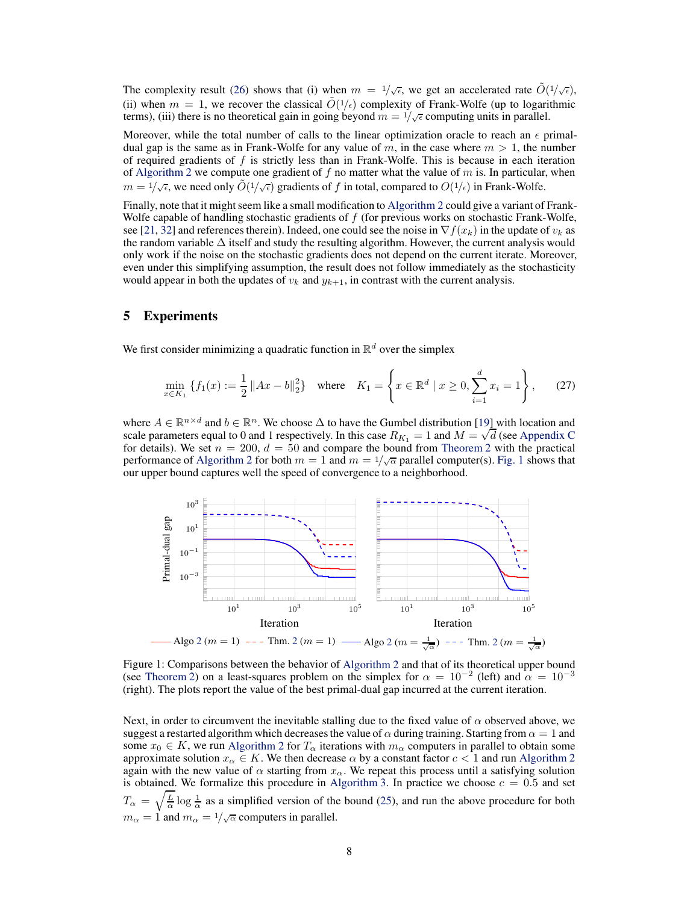The complexity result (26) shows that (i) when $m = 1/\sqrt{\epsilon}$, we get an accelerated rate $\tilde{O}(1/\sqrt{\epsilon})$, (ii) when $m = 1$, we recover the classical $\tilde{O}(1/\epsilon)$ complexity of Frank-Wolfe (up to logarithmic terms), (iii) there is no theoretical gain in going beyond $m = 1/\sqrt{\epsilon}$ computing units in parallel.

Moreover, while the total number of calls to the linear optimization oracle to reach an $\epsilon$ primal-dual gap is the same as in Frank-Wolfe for any value of $m$, in the case where $m > 1$, the number of required gradients of $f$ is strictly less than in Frank-Wolfe. This is because in each iteration of Algorithm 2 we compute one gradient of $f$ no matter what the value of $m$ is. In particular, when $m = 1/\sqrt{\epsilon}$, we need only $\tilde{O}(1/\sqrt{\epsilon})$ gradients of $f$ in total, compared to $O(1/\epsilon)$ in Frank-Wolfe.

Finally, note that it might seem like a small modification to Algorithm 2 could give a variant of Frank-Wolfe capable of handling stochastic gradients of $f$ (for previous works on stochastic Frank-Wolfe, see [21, 32] and references therein). Indeed, one could see the noise in $\nabla f(x_k)$ in the update of $v_k$ as the random variable $\Delta$ itself and study the resulting algorithm. However, the current analysis would only work if the noise on the stochastic gradients does not depend on the current iterate. Moreover, even under this simplifying assumption, the result does not follow immediately as the stochasticity would appear in both the updates of $v_k$ and $y_{k+1}$, in contrast with the current analysis.

## 5 Experiments

We first consider minimizing a quadratic function in $\mathbb{R}^d$ over the simplex

$$\min_{x \in K_1} \left\{ f_1(x) := \frac{1}{2} \|Ax - b\|_2^2 \right\} \quad \text{where} \quad K_1 = \left\{ x \in \mathbb{R}^d \mid x \geq 0, \sum_{i=1}^{d} x_i = 1 \right\}, \tag{27}$$

where $A \in \mathbb{R}^{n \times d}$ and $b \in \mathbb{R}^n$. We choose $\Delta$ to have the Gumbel distribution [19] with location and scale parameters equal to 0 and 1 respectively. In this case $R_{K_1} = 1$ and $M = \sqrt{d}$ (see Appendix C for details). We set $n = 200$, $d = 50$ and compare the bound from Theorem 2 with the practical performance of Algorithm 2 for both $m = 1$ and $m = 1/\sqrt{\alpha}$ parallel computer(s). Fig. 1 shows that our upper bound captures well the speed of convergence to a neighborhood.

Figure 1: Comparisons between the behavior of Algorithm 2 and that of its theoretical upper bound (see Theorem 2) on a least-squares problem on the simplex for $\alpha = 10^{-2}$ (left) and $\alpha = 10^{-3}$ (right). The plots report the value of the best primal-dual gap incurred at the current iteration.

Next, in order to circumvent the inevitable stalling due to the fixed value of $\alpha$ observed above, we suggest a restarted algorithm which decreases the value of $\alpha$ during training. Starting from $\alpha = 1$ and some $x_0 \in K$, we run Algorithm 2 for $T_\alpha$ iterations with $m_\alpha$ computers in parallel to obtain some approximate solution $x_\alpha \in K$. We then decrease $\alpha$ by a constant factor $c < 1$ and run Algorithm 2 again with the new value of $\alpha$ starting from $x_\alpha$. We repeat this process until a satisfying solution is obtained. We formalize this procedure in Algorithm 3. In practice we choose $c = 0.5$ and set $T_\alpha = \sqrt{\frac{L}{\alpha}} \log \frac{1}{\alpha}$ as a simplified version of the bound (25), and run the above procedure for both $m_\alpha = 1$ and $m_\alpha = 1/\sqrt{\alpha}$ computers in parallel.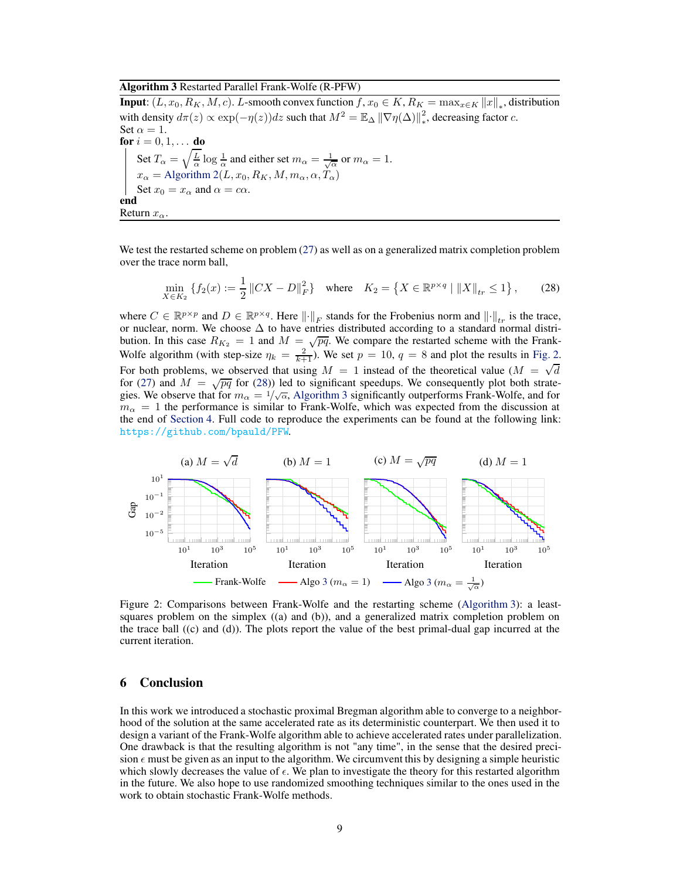**Algorithm 3** Restarted Parallel Frank-Wolfe (R-PFW)

**Input**: $(L, x_0, R_K, M, c)$. $L$-smooth convex function $f$, $x_0 \in K$, $R_K = \max_{x \in K} \|x\|_*$, distribution with density $d\pi(z) \propto \exp(-\eta(z))dz$ such that $M^2 = \mathbb{E}_\Delta \|\nabla \eta(\Delta)\|_*^2$, decreasing factor $c$.

Set $\alpha = 1$.

**for** $i = 0, 1, \ldots$ **do**

  Set $T_\alpha = \sqrt{\frac{L}{\alpha}} \log \frac{1}{\alpha}$ and either set $m_\alpha = \frac{1}{\sqrt{\alpha}}$ or $m_\alpha = 1$.

  $x_\alpha =$ Algorithm 2$(L, x_0, R_K, M, m_\alpha, \alpha, T_\alpha)$

  Set $x_0 = x_\alpha$ and $\alpha = c\alpha$.

**end**

Return $x_\alpha$.

We test the restarted scheme on problem (27) as well as on a generalized matrix completion problem over the trace norm ball,

$$\min_{X \in K_2} \left\{ f_2(x) := \frac{1}{2} \|CX - D\|_F^2 \right\} \quad \text{where} \quad K_2 = \left\{ X \in \mathbb{R}^{p \times q} \mid \|X\|_{tr} \leq 1 \right\}, \tag{28}$$

where $C \in \mathbb{R}^{p \times p}$ and $D \in \mathbb{R}^{p \times q}$. Here $\|\cdot\|_F$ stands for the Frobenius norm and $\|\cdot\|_{tr}$ is the trace, or nuclear, norm. We choose $\Delta$ to have entries distributed according to a standard normal distribution. In this case $R_{K_2} = 1$ and $M = \sqrt{pq}$. We compare the restarted scheme with the Frank-Wolfe algorithm (with step-size $\eta_k = \frac{2}{k+1}$). We set $p = 10$, $q = 8$ and plot the results in Fig. 2. For both problems, we observed that using $M = 1$ instead of the theoretical value ($M = \sqrt{d}$ for (27) and $M = \sqrt{pq}$ for (28)) led to significant speedups. We consequently plot both strategies. We observe that for $m_\alpha = 1/\sqrt{\alpha}$, Algorithm 3 significantly outperforms Frank-Wolfe, and for $m_\alpha = 1$ the performance is similar to Frank-Wolfe, which was expected from the discussion at the end of Section 4. Full code to reproduce the experiments can be found at the following link: https://github.com/bpauld/PFW.

Figure 2: Comparisons between Frank-Wolfe and the restarting scheme (Algorithm 3): a least-squares problem on the simplex ((a) and (b)), and a generalized matrix completion problem on the trace ball ((c) and (d)). The plots report the value of the best primal-dual gap incurred at the current iteration.

## 6 Conclusion

In this work we introduced a stochastic proximal Bregman algorithm able to converge to a neighborhood of the solution at the same accelerated rate as its deterministic counterpart. We then used it to design a variant of the Frank-Wolfe algorithm able to achieve accelerated rates under parallelization. One drawback is that the resulting algorithm is not "any time", in the sense that the desired precision $\epsilon$ must be given as an input to the algorithm. We circumvent this by designing a simple heuristic which slowly decreases the value of $\epsilon$. We plan to investigate the theory for this restarted algorithm in the future. We also hope to use randomized smoothing techniques similar to the ones used in the work to obtain stochastic Frank-Wolfe methods.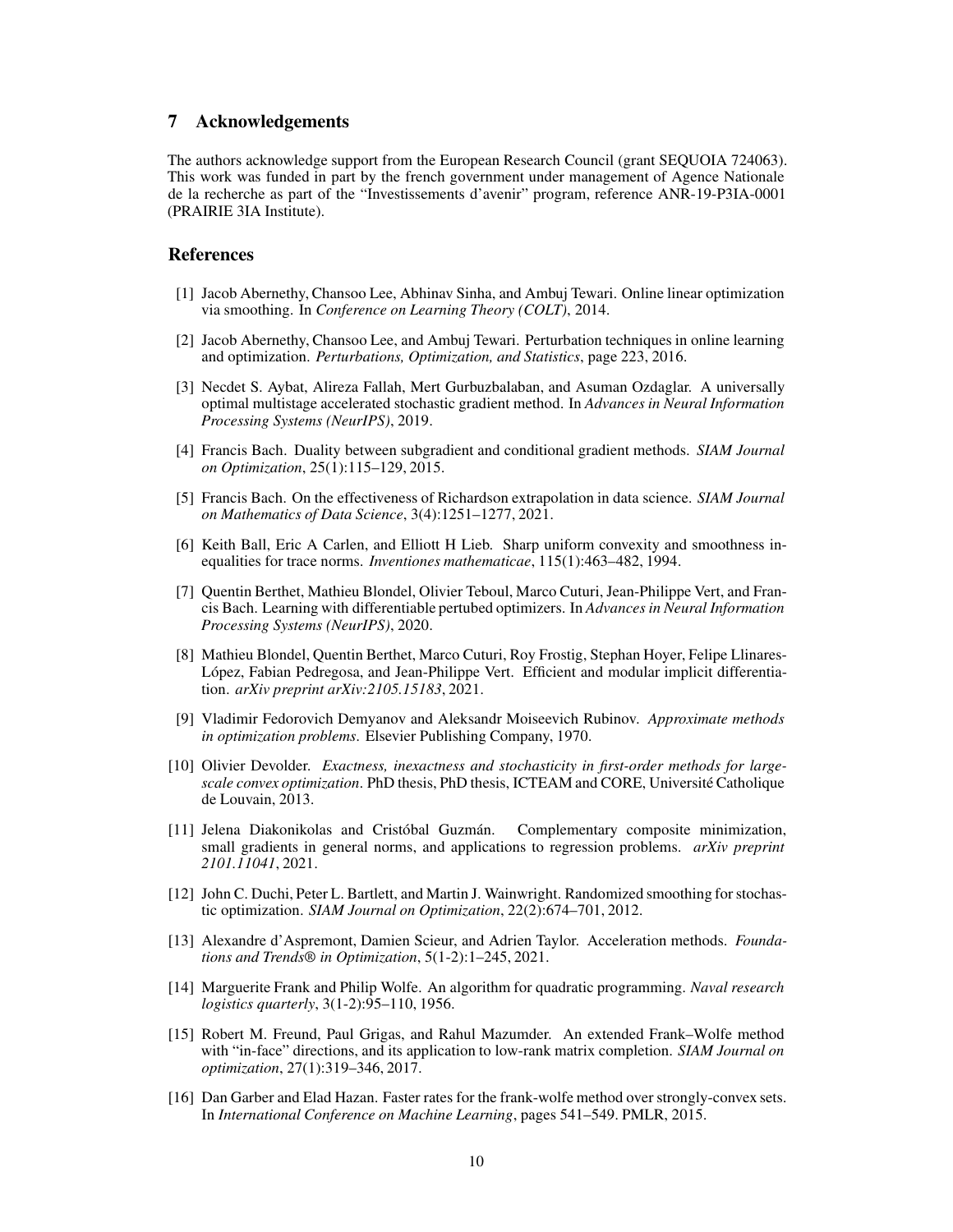## 7 Acknowledgements

The authors acknowledge support from the European Research Council (grant SEQUOIA 724063). This work was funded in part by the french government under management of Agence Nationale de la recherche as part of the "Investissements d'avenir" program, reference ANR-19-P3IA-0001 (PRAIRIE 3IA Institute).

## References

[1] Jacob Abernethy, Chansoo Lee, Abhinav Sinha, and Ambuj Tewari. Online linear optimization via smoothing. In *Conference on Learning Theory (COLT)*, 2014.

[2] Jacob Abernethy, Chansoo Lee, and Ambuj Tewari. Perturbation techniques in online learning and optimization. *Perturbations, Optimization, and Statistics*, page 223, 2016.

[3] Necdet S. Aybat, Alireza Fallah, Mert Gurbuzbalaban, and Asuman Ozdaglar. A universally optimal multistage accelerated stochastic gradient method. In *Advances in Neural Information Processing Systems (NeurIPS)*, 2019.

[4] Francis Bach. Duality between subgradient and conditional gradient methods. *SIAM Journal on Optimization*, 25(1):115–129, 2015.

[5] Francis Bach. On the effectiveness of Richardson extrapolation in data science. *SIAM Journal on Mathematics of Data Science*, 3(4):1251–1277, 2021.

[6] Keith Ball, Eric A Carlen, and Elliott H Lieb. Sharp uniform convexity and smoothness inequalities for trace norms. *Inventiones mathematicae*, 115(1):463–482, 1994.

[7] Quentin Berthet, Mathieu Blondel, Olivier Teboul, Marco Cuturi, Jean-Philippe Vert, and Francis Bach. Learning with differentiable pertubed optimizers. In *Advances in Neural Information Processing Systems (NeurIPS)*, 2020.

[8] Mathieu Blondel, Quentin Berthet, Marco Cuturi, Roy Frostig, Stephan Hoyer, Felipe Llinares-López, Fabian Pedregosa, and Jean-Philippe Vert. Efficient and modular implicit differentiation. *arXiv preprint arXiv:2105.15183*, 2021.

[9] Vladimir Fedorovich Demyanov and Aleksandr Moiseevich Rubinov. *Approximate methods in optimization problems*. Elsevier Publishing Company, 1970.

[10] Olivier Devolder. *Exactness, inexactness and stochasticity in first-order methods for large-scale convex optimization*. PhD thesis, PhD thesis, ICTEAM and CORE, Université Catholique de Louvain, 2013.

[11] Jelena Diakonikolas and Cristóbal Guzmán. Complementary composite minimization, small gradients in general norms, and applications to regression problems. *arXiv preprint 2101.11041*, 2021.

[12] John C. Duchi, Peter L. Bartlett, and Martin J. Wainwright. Randomized smoothing for stochastic optimization. *SIAM Journal on Optimization*, 22(2):674–701, 2012.

[13] Alexandre d'Aspremont, Damien Scieur, and Adrien Taylor. Acceleration methods. *Foundations and Trends® in Optimization*, 5(1-2):1–245, 2021.

[14] Marguerite Frank and Philip Wolfe. An algorithm for quadratic programming. *Naval research logistics quarterly*, 3(1-2):95–110, 1956.

[15] Robert M. Freund, Paul Grigas, and Rahul Mazumder. An extended Frank–Wolfe method with "in-face" directions, and its application to low-rank matrix completion. *SIAM Journal on optimization*, 27(1):319–346, 2017.

[16] Dan Garber and Elad Hazan. Faster rates for the frank-wolfe method over strongly-convex sets. In *International Conference on Machine Learning*, pages 541–549. PMLR, 2015.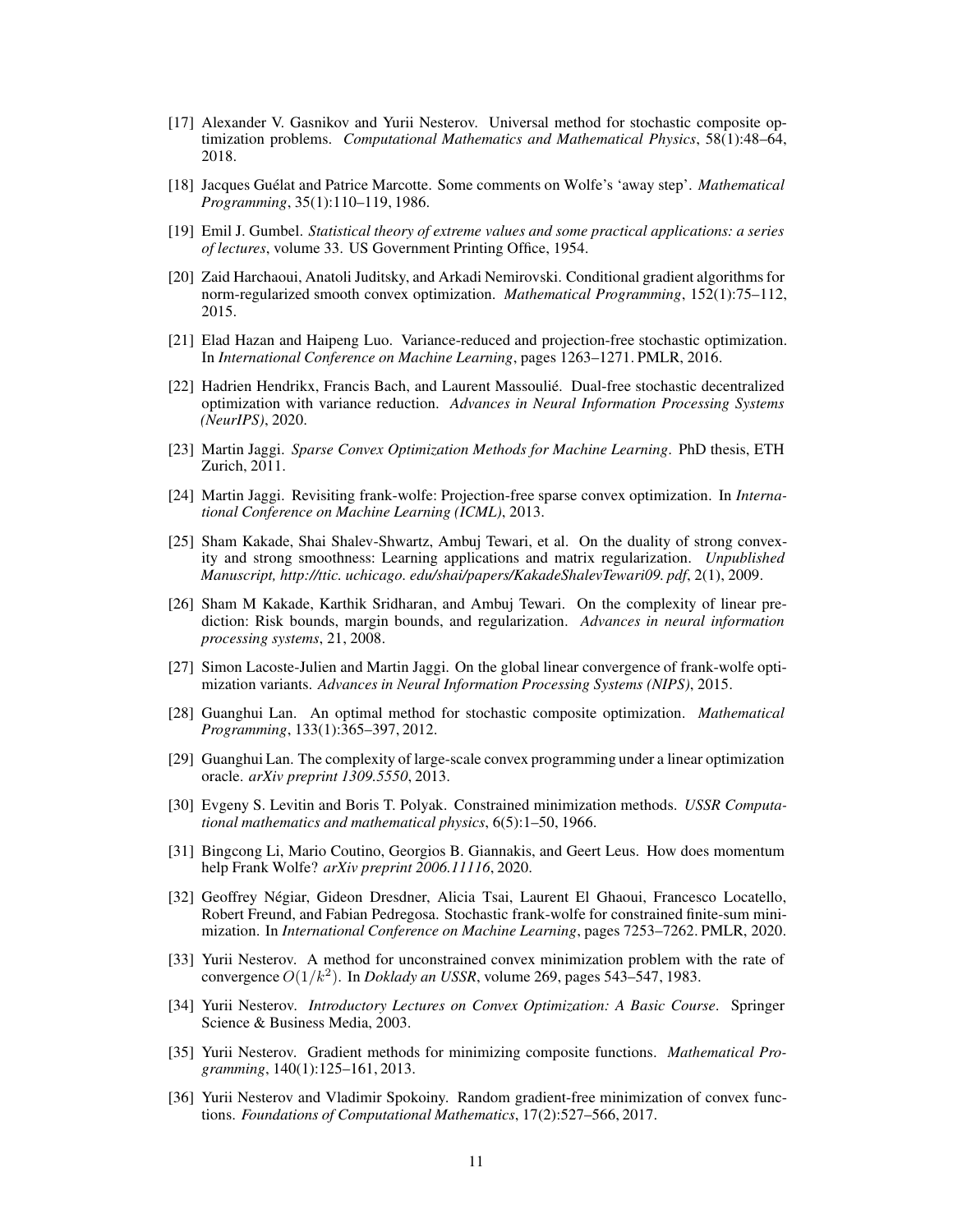[17] Alexander V. Gasnikov and Yurii Nesterov. Universal method for stochastic composite optimization problems. *Computational Mathematics and Mathematical Physics*, 58(1):48–64, 2018.

[18] Jacques Guélat and Patrice Marcotte. Some comments on Wolfe's 'away step'. *Mathematical Programming*, 35(1):110–119, 1986.

[19] Emil J. Gumbel. *Statistical theory of extreme values and some practical applications: a series of lectures*, volume 33. US Government Printing Office, 1954.

[20] Zaid Harchaoui, Anatoli Juditsky, and Arkadi Nemirovski. Conditional gradient algorithms for norm-regularized smooth convex optimization. *Mathematical Programming*, 152(1):75–112, 2015.

[21] Elad Hazan and Haipeng Luo. Variance-reduced and projection-free stochastic optimization. In *International Conference on Machine Learning*, pages 1263–1271. PMLR, 2016.

[22] Hadrien Hendrikx, Francis Bach, and Laurent Massoulié. Dual-free stochastic decentralized optimization with variance reduction. *Advances in Neural Information Processing Systems (NeurIPS)*, 2020.

[23] Martin Jaggi. *Sparse Convex Optimization Methods for Machine Learning*. PhD thesis, ETH Zurich, 2011.

[24] Martin Jaggi. Revisiting frank-wolfe: Projection-free sparse convex optimization. In *International Conference on Machine Learning (ICML)*, 2013.

[25] Sham Kakade, Shai Shalev-Shwartz, Ambuj Tewari, et al. On the duality of strong convexity and strong smoothness: Learning applications and matrix regularization. *Unpublished Manuscript, http://ttic. uchicago. edu/shai/papers/KakadeShalevTewari09. pdf*, 2(1), 2009.

[26] Sham M Kakade, Karthik Sridharan, and Ambuj Tewari. On the complexity of linear prediction: Risk bounds, margin bounds, and regularization. *Advances in neural information processing systems*, 21, 2008.

[27] Simon Lacoste-Julien and Martin Jaggi. On the global linear convergence of frank-wolfe optimization variants. *Advances in Neural Information Processing Systems (NIPS)*, 2015.

[28] Guanghui Lan. An optimal method for stochastic composite optimization. *Mathematical Programming*, 133(1):365–397, 2012.

[29] Guanghui Lan. The complexity of large-scale convex programming under a linear optimization oracle. *arXiv preprint 1309.5550*, 2013.

[30] Evgeny S. Levitin and Boris T. Polyak. Constrained minimization methods. *USSR Computational mathematics and mathematical physics*, 6(5):1–50, 1966.

[31] Bingcong Li, Mario Coutino, Georgios B. Giannakis, and Geert Leus. How does momentum help Frank Wolfe? *arXiv preprint 2006.11116*, 2020.

[32] Geoffrey Négiar, Gideon Dresdner, Alicia Tsai, Laurent El Ghaoui, Francesco Locatello, Robert Freund, and Fabian Pedregosa. Stochastic frank-wolfe for constrained finite-sum minimization. In *International Conference on Machine Learning*, pages 7253–7262. PMLR, 2020.

[33] Yurii Nesterov. A method for unconstrained convex minimization problem with the rate of convergence $O(1/k^2)$. In *Doklady an USSR*, volume 269, pages 543–547, 1983.

[34] Yurii Nesterov. *Introductory Lectures on Convex Optimization: A Basic Course*. Springer Science & Business Media, 2003.

[35] Yurii Nesterov. Gradient methods for minimizing composite functions. *Mathematical Programming*, 140(1):125–161, 2013.

[36] Yurii Nesterov and Vladimir Spokoiny. Random gradient-free minimization of convex functions. *Foundations of Computational Mathematics*, 17(2):527–566, 2017.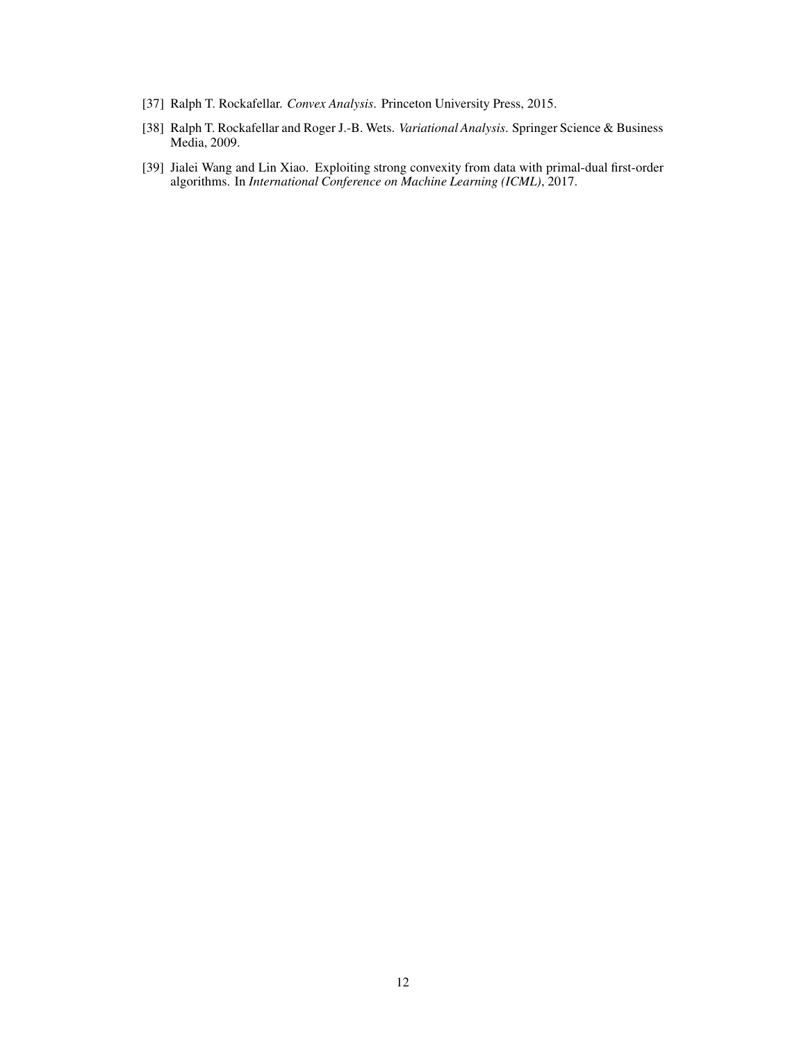[37] Ralph T. Rockafellar. *Convex Analysis*. Princeton University Press, 2015.

[38] Ralph T. Rockafellar and Roger J.-B. Wets. *Variational Analysis*. Springer Science & Business Media, 2009.

[39] Jialei Wang and Lin Xiao. Exploiting strong convexity from data with primal-dual first-order algorithms. In *International Conference on Machine Learning (ICML)*, 2017.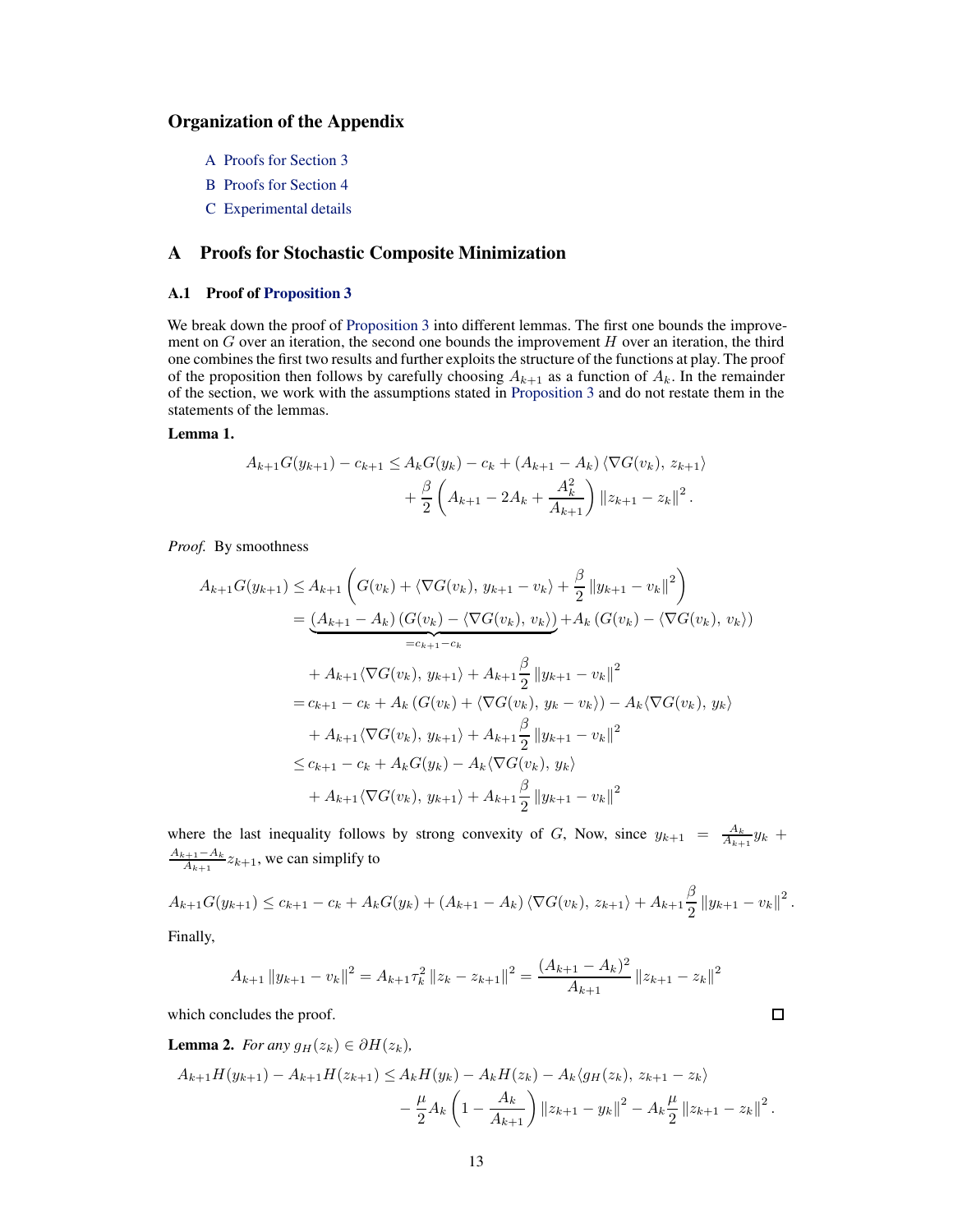## Organization of the Appendix

A Proofs for Section 3

B Proofs for Section 4

C Experimental details

## A Proofs for Stochastic Composite Minimization

### A.1 Proof of Proposition 3

We break down the proof of Proposition 3 into different lemmas. The first one bounds the improvement on $G$ over an iteration, the second one bounds the improvement $H$ over an iteration, the third one combines the first two results and further exploits the structure of the functions at play. The proof of the proposition then follows by carefully choosing $A_{k+1}$ as a function of $A_k$. In the remainder of the section, we work with the assumptions stated in Proposition 3 and do not restate them in the statements of the lemmas.

**Lemma 1.**

$$A_{k+1}G(y_{k+1}) - c_{k+1} \leq A_k G(y_k) - c_k + (A_{k+1} - A_k) \langle \nabla G(v_k), z_{k+1} \rangle + \frac{\beta}{2}\left(A_{k+1} - 2A_k + \frac{A_k^2}{A_{k+1}}\right) \|z_{k+1} - z_k\|^2.$$

*Proof.* By smoothness

$$\begin{aligned}
A_{k+1}G(y_{k+1}) &\leq A_{k+1}\left(G(v_k) + \langle \nabla G(v_k), y_{k+1} - v_k \rangle + \frac{\beta}{2}\|y_{k+1} - v_k\|^2\right) \\
&= \underbrace{(A_{k+1} - A_k)(G(v_k) - \langle \nabla G(v_k), v_k \rangle)}_{=c_{k+1} - c_k} + A_k (G(v_k) - \langle \nabla G(v_k), v_k \rangle) \\
&\quad + A_{k+1}\langle \nabla G(v_k), y_{k+1} \rangle + A_{k+1}\frac{\beta}{2}\|y_{k+1} - v_k\|^2 \\
&= c_{k+1} - c_k + A_k (G(v_k) + \langle \nabla G(v_k), y_k - v_k \rangle) - A_k \langle \nabla G(v_k), y_k \rangle \\
&\quad + A_{k+1}\langle \nabla G(v_k), y_{k+1} \rangle + A_{k+1}\frac{\beta}{2}\|y_{k+1} - v_k\|^2 \\
&\leq c_{k+1} - c_k + A_k G(y_k) - A_k \langle \nabla G(v_k), y_k \rangle \\
&\quad + A_{k+1}\langle \nabla G(v_k), y_{k+1} \rangle + A_{k+1}\frac{\beta}{2}\|y_{k+1} - v_k\|^2
\end{aligned}$$

where the last inequality follows by strong convexity of $G$, Now, since $y_{k+1} = \frac{A_k}{A_{k+1}} y_k + \frac{A_{k+1} - A_k}{A_{k+1}} z_{k+1}$, we can simplify to

$$A_{k+1}G(y_{k+1}) \leq c_{k+1} - c_k + A_k G(y_k) + (A_{k+1} - A_k)\langle \nabla G(v_k), z_{k+1} \rangle + A_{k+1}\frac{\beta}{2}\|y_{k+1} - v_k\|^2.$$

Finally,

$$A_{k+1}\|y_{k+1} - v_k\|^2 = A_{k+1}\tau_k^2 \|z_k - z_{k+1}\|^2 = \frac{(A_{k+1} - A_k)^2}{A_{k+1}}\|z_{k+1} - z_k\|^2$$

which concludes the proof. $\square$

**Lemma 2.** *For any $g_H(z_k) \in \partial H(z_k)$,*

$$A_{k+1}H(y_{k+1}) - A_{k+1}H(z_{k+1}) \leq A_k H(y_k) - A_k H(z_k) - A_k \langle g_H(z_k), z_{k+1} - z_k \rangle - \frac{\mu}{2}A_k\left(1 - \frac{A_k}{A_{k+1}}\right)\|z_{k+1} - y_k\|^2 - A_k \frac{\mu}{2}\|z_{k+1} - z_k\|^2.$$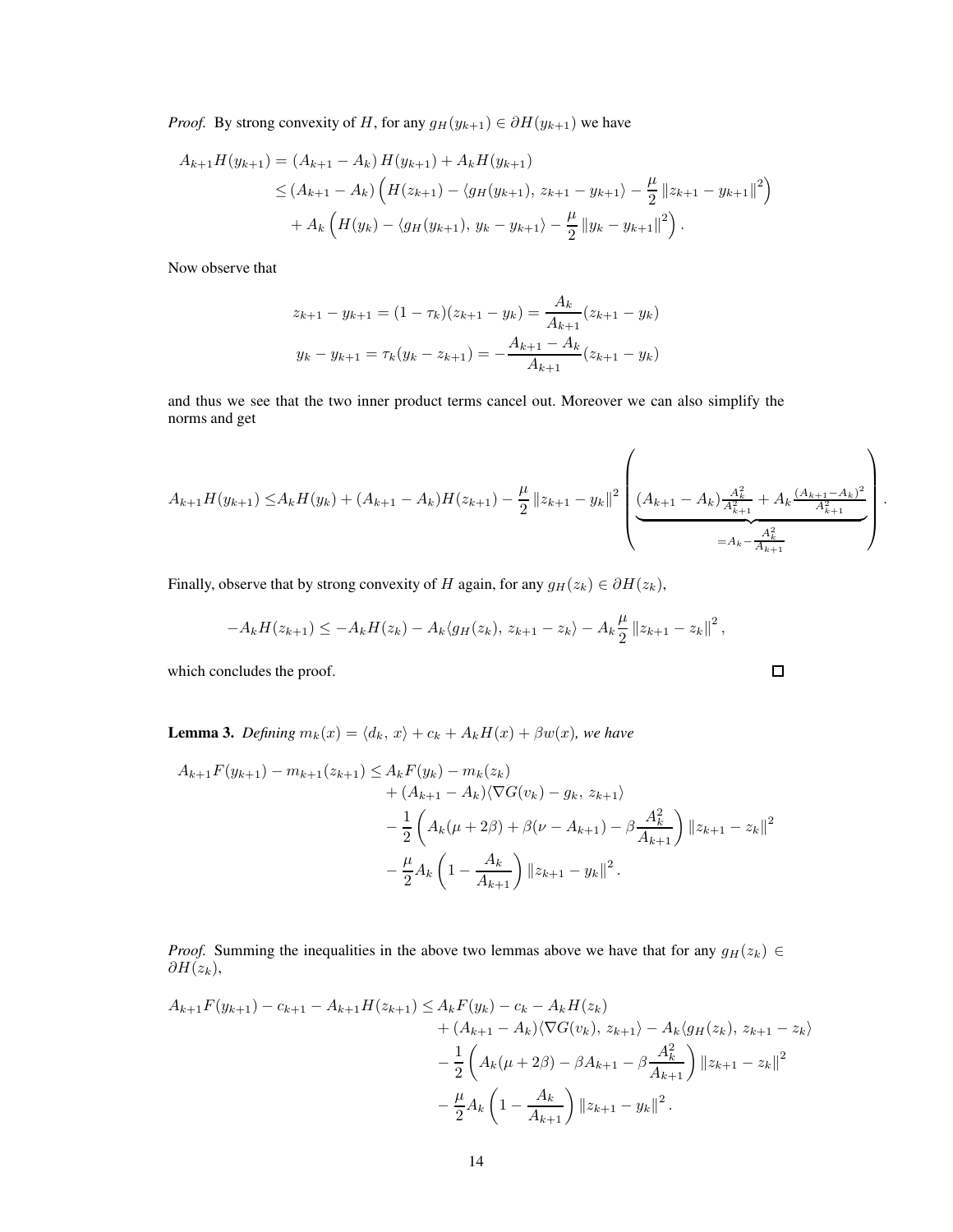*Proof.* By strong convexity of $H$, for any $g_H(y_{k+1}) \in \partial H(y_{k+1})$ we have

$$
\begin{aligned}
A_{k+1}H(y_{k+1}) &= (A_{k+1} - A_k)\, H(y_{k+1}) + A_k H(y_{k+1}) \\
&\leq (A_{k+1} - A_k) \left( H(z_{k+1}) - \langle g_H(y_{k+1}),\, z_{k+1} - y_{k+1} \rangle - \frac{\mu}{2} \left\| z_{k+1} - y_{k+1} \right\|^2 \right) \\
&\quad + A_k \left( H(y_k) - \langle g_H(y_{k+1}),\, y_k - y_{k+1} \rangle - \frac{\mu}{2} \left\| y_k - y_{k+1} \right\|^2 \right).
\end{aligned}
$$

Now observe that

$$
\begin{aligned}
z_{k+1} - y_{k+1} &= (1 - \tau_k)(z_{k+1} - y_k) = \frac{A_k}{A_{k+1}}(z_{k+1} - y_k) \\
y_k - y_{k+1} &= \tau_k(y_k - z_{k+1}) = -\frac{A_{k+1} - A_k}{A_{k+1}}(z_{k+1} - y_k)
\end{aligned}
$$

and thus we see that the two inner product terms cancel out. Moreover we can also simplify the norms and get

$$
A_{k+1}H(y_{k+1}) \leq A_k H(y_k) + (A_{k+1} - A_k) H(z_{k+1}) - \frac{\mu}{2} \left\| z_{k+1} - y_k \right\|^2 \left( \underbrace{(A_{k+1} - A_k)\frac{A_k^2}{A_{k+1}^2} + A_k \frac{(A_{k+1} - A_k)^2}{A_{k+1}^2}}_{= A_k - \frac{A_k^2}{A_{k+1}}} \right).
$$

Finally, observe that by strong convexity of $H$ again, for any $g_H(z_k) \in \partial H(z_k)$,

$$
-A_k H(z_{k+1}) \leq -A_k H(z_k) - A_k \langle g_H(z_k),\, z_{k+1} - z_k \rangle - A_k \frac{\mu}{2} \left\| z_{k+1} - z_k \right\|^2,
$$

which concludes the proof. $\square$

**Lemma 3.** *Defining $m_k(x) = \langle d_k,\, x \rangle + c_k + A_k H(x) + \beta w(x)$, we have*

$$
\begin{aligned}
A_{k+1}F(y_{k+1}) - m_{k+1}(z_{k+1}) \leq\; & A_k F(y_k) - m_k(z_k) \\
& + (A_{k+1} - A_k)\langle \nabla G(v_k) - g_k,\, z_{k+1} \rangle \\
& - \frac{1}{2} \left( A_k(\mu + 2\beta) + \beta(\nu - A_{k+1}) - \beta \frac{A_k^2}{A_{k+1}} \right) \left\| z_{k+1} - z_k \right\|^2 \\
& - \frac{\mu}{2} A_k \left( 1 - \frac{A_k}{A_{k+1}} \right) \left\| z_{k+1} - y_k \right\|^2.
\end{aligned}
$$

*Proof.* Summing the inequalities in the above two lemmas above we have that for any $g_H(z_k) \in \partial H(z_k)$,

$$
\begin{aligned}
A_{k+1}F(y_{k+1}) - c_{k+1} - A_{k+1}H(z_{k+1}) \leq\; & A_k F(y_k) - c_k - A_k H(z_k) \\
& + (A_{k+1} - A_k)\langle \nabla G(v_k),\, z_{k+1} \rangle - A_k \langle g_H(z_k),\, z_{k+1} - z_k \rangle \\
& - \frac{1}{2} \left( A_k(\mu + 2\beta) - \beta A_{k+1} - \beta \frac{A_k^2}{A_{k+1}} \right) \left\| z_{k+1} - z_k \right\|^2 \\
& - \frac{\mu}{2} A_k \left( 1 - \frac{A_k}{A_{k+1}} \right) \left\| z_{k+1} - y_k \right\|^2.
\end{aligned}
$$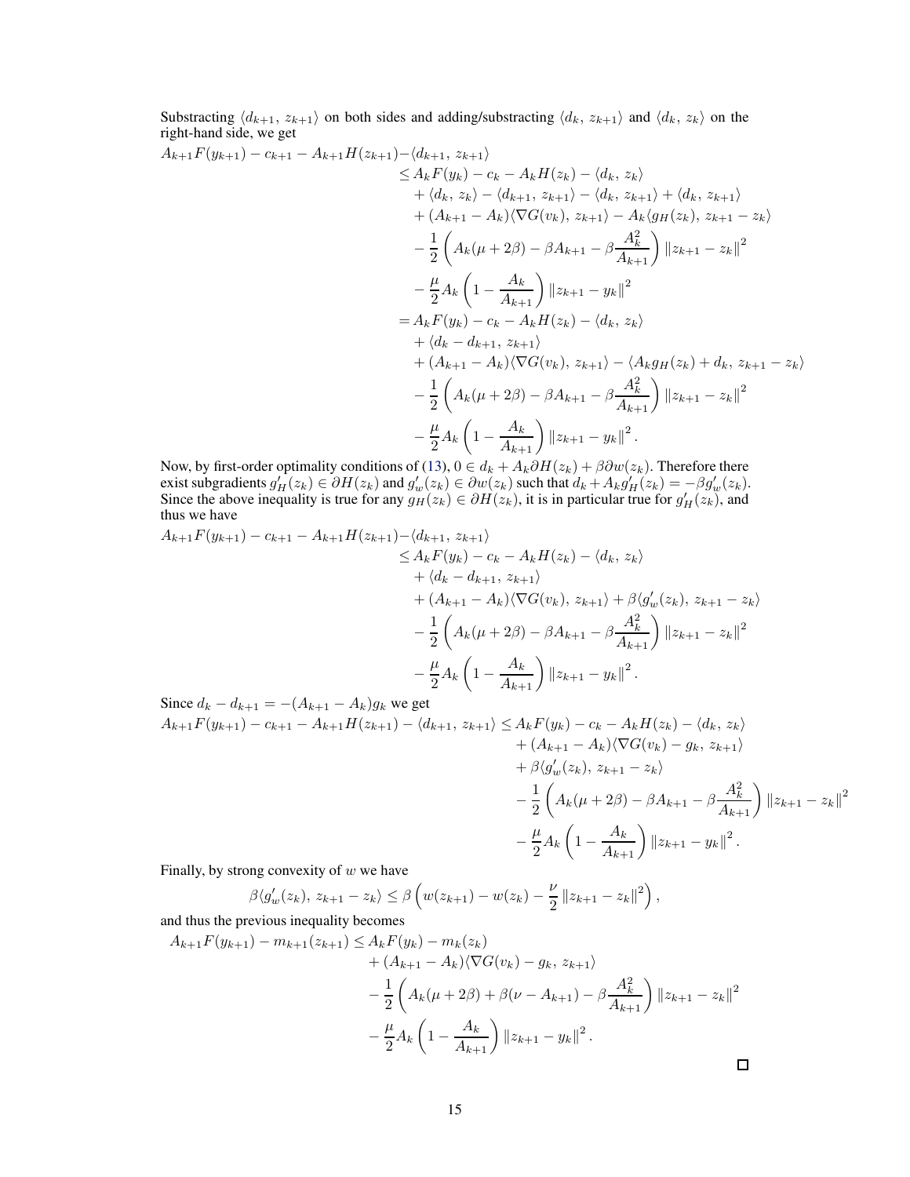Substracting $\langle d_{k+1},\, z_{k+1}\rangle$ on both sides and adding/substracting $\langle d_k,\, z_{k+1}\rangle$ and $\langle d_k,\, z_k\rangle$ on the right-hand side, we get

$$
\begin{aligned}
A_{k+1}F(y_{k+1}) - c_{k+1} - A_{k+1}H(z_{k+1}) - \langle d_{k+1},\, z_{k+1}\rangle
&\le A_kF(y_k) - c_k - A_kH(z_k) - \langle d_k,\, z_k\rangle \\
&\quad + \langle d_k,\, z_k\rangle - \langle d_{k+1},\, z_{k+1}\rangle - \langle d_k,\, z_{k+1}\rangle + \langle d_k,\, z_{k+1}\rangle \\
&\quad + (A_{k+1} - A_k)\langle \nabla G(v_k),\, z_{k+1}\rangle - A_k\langle g_H(z_k),\, z_{k+1} - z_k\rangle \\
&\quad - \frac{1}{2}\left(A_k(\mu + 2\beta) - \beta A_{k+1} - \beta\frac{A_k^2}{A_{k+1}}\right)\|z_{k+1} - z_k\|^2 \\
&\quad - \frac{\mu}{2}A_k\left(1 - \frac{A_k}{A_{k+1}}\right)\|z_{k+1} - y_k\|^2 \\
&= A_kF(y_k) - c_k - A_kH(z_k) - \langle d_k,\, z_k\rangle \\
&\quad + \langle d_k - d_{k+1},\, z_{k+1}\rangle \\
&\quad + (A_{k+1} - A_k)\langle \nabla G(v_k),\, z_{k+1}\rangle - \langle A_k g_H(z_k) + d_k,\, z_{k+1} - z_k\rangle \\
&\quad - \frac{1}{2}\left(A_k(\mu + 2\beta) - \beta A_{k+1} - \beta\frac{A_k^2}{A_{k+1}}\right)\|z_{k+1} - z_k\|^2 \\
&\quad - \frac{\mu}{2}A_k\left(1 - \frac{A_k}{A_{k+1}}\right)\|z_{k+1} - y_k\|^2.
\end{aligned}
$$

Now, by first-order optimality conditions of (13), $0 \in d_k + A_k\partial H(z_k) + \beta\partial w(z_k)$. Therefore there exist subgradients $g_H'(z_k) \in \partial H(z_k)$ and $g_w'(z_k) \in \partial w(z_k)$ such that $d_k + A_k g_H'(z_k) = -\beta g_w'(z_k)$. Since the above inequality is true for any $g_H(z_k) \in \partial H(z_k)$, it is in particular true for $g_H'(z_k)$, and thus we have

$$
\begin{aligned}
A_{k+1}F(y_{k+1}) - c_{k+1} - A_{k+1}H(z_{k+1}) - \langle d_{k+1},\, z_{k+1}\rangle
&\le A_kF(y_k) - c_k - A_kH(z_k) - \langle d_k,\, z_k\rangle \\
&\quad + \langle d_k - d_{k+1},\, z_{k+1}\rangle \\
&\quad + (A_{k+1} - A_k)\langle \nabla G(v_k),\, z_{k+1}\rangle + \beta\langle g_w'(z_k),\, z_{k+1} - z_k\rangle \\
&\quad - \frac{1}{2}\left(A_k(\mu + 2\beta) - \beta A_{k+1} - \beta\frac{A_k^2}{A_{k+1}}\right)\|z_{k+1} - z_k\|^2 \\
&\quad - \frac{\mu}{2}A_k\left(1 - \frac{A_k}{A_{k+1}}\right)\|z_{k+1} - y_k\|^2.
\end{aligned}
$$

Since $d_k - d_{k+1} = -(A_{k+1} - A_k)g_k$ we get

$$
\begin{aligned}
A_{k+1}F(y_{k+1}) - c_{k+1} - A_{k+1}H(z_{k+1}) - \langle d_{k+1},\, z_{k+1}\rangle \le A_kF(y_k) - c_k - A_kH(z_k) - \langle d_k,\, z_k\rangle& \\
+ (A_{k+1} - A_k)\langle \nabla G(v_k) - g_k,\, z_{k+1}\rangle& \\
+ \beta\langle g_w'(z_k),\, z_{k+1} - z_k\rangle& \\
- \frac{1}{2}\left(A_k(\mu + 2\beta) - \beta A_{k+1} - \beta\frac{A_k^2}{A_{k+1}}\right)\|z_{k+1} - z_k\|^2& \\
- \frac{\mu}{2}A_k\left(1 - \frac{A_k}{A_{k+1}}\right)\|z_{k+1} - y_k\|^2.&
\end{aligned}
$$

Finally, by strong convexity of $w$ we have

$$
\beta\langle g_w'(z_k),\, z_{k+1} - z_k\rangle \le \beta\left(w(z_{k+1}) - w(z_k) - \frac{\nu}{2}\|z_{k+1} - z_k\|^2\right),
$$

and thus the previous inequality becomes

$$
\begin{aligned}
A_{k+1}F(y_{k+1}) - m_{k+1}(z_{k+1}) &\le A_kF(y_k) - m_k(z_k) \\
&\quad + (A_{k+1} - A_k)\langle \nabla G(v_k) - g_k,\, z_{k+1}\rangle \\
&\quad - \frac{1}{2}\left(A_k(\mu + 2\beta) + \beta(\nu - A_{k+1}) - \beta\frac{A_k^2}{A_{k+1}}\right)\|z_{k+1} - z_k\|^2 \\
&\quad - \frac{\mu}{2}A_k\left(1 - \frac{A_k}{A_{k+1}}\right)\|z_{k+1} - y_k\|^2.
\end{aligned}
$$

$\square$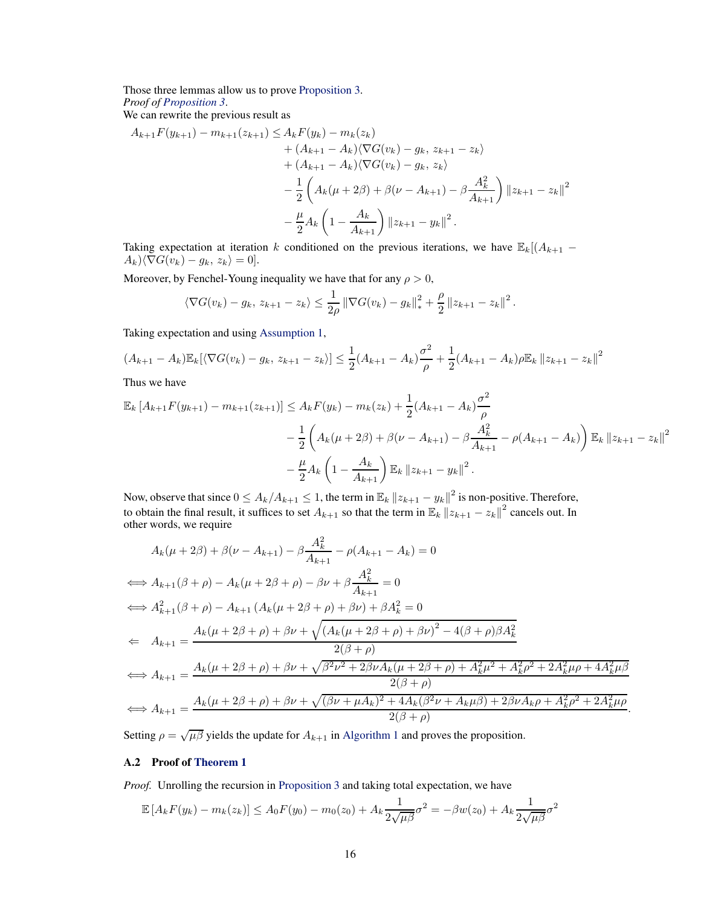Those three lemmas allow us to prove Proposition 3.
*Proof of Proposition 3.*
We can rewrite the previous result as

$$
\begin{aligned}
A_{k+1}F(y_{k+1}) - m_{k+1}(z_{k+1}) \leq A_k F(y_k) - m_k(z_k) \\
&+ (A_{k+1} - A_k)\langle \nabla G(v_k) - g_k,\, z_{k+1} - z_k\rangle \\
&+ (A_{k+1} - A_k)\langle \nabla G(v_k) - g_k,\, z_k\rangle \\
&- \frac{1}{2}\left(A_k(\mu + 2\beta) + \beta(\nu - A_{k+1}) - \beta\frac{A_k^2}{A_{k+1}}\right)\|z_{k+1} - z_k\|^2 \\
&- \frac{\mu}{2}A_k\left(1 - \frac{A_k}{A_{k+1}}\right)\|z_{k+1} - y_k\|^2 .
\end{aligned}
$$

Taking expectation at iteration $k$ conditioned on the previous iterations, we have $\mathbb{E}_k[(A_{k+1} - A_k)\langle \nabla G(v_k) - g_k,\, z_k\rangle = 0]$.

Moreover, by Fenchel-Young inequality we have that for any $\rho > 0$,

$$
\langle \nabla G(v_k) - g_k,\, z_{k+1} - z_k\rangle \leq \frac{1}{2\rho}\|\nabla G(v_k) - g_k\|_*^2 + \frac{\rho}{2}\|z_{k+1} - z_k\|^2 .
$$

Taking expectation and using Assumption 1,

$$
(A_{k+1} - A_k)\mathbb{E}_k[\langle \nabla G(v_k) - g_k,\, z_{k+1} - z_k\rangle] \leq \frac{1}{2}(A_{k+1} - A_k)\frac{\sigma^2}{\rho} + \frac{1}{2}(A_{k+1} - A_k)\rho\mathbb{E}_k\|z_{k+1} - z_k\|^2
$$

Thus we have

$$
\begin{aligned}
\mathbb{E}_k\left[A_{k+1}F(y_{k+1}) - m_{k+1}(z_{k+1})\right] \leq A_k F(y_k) - m_k(z_k) + \frac{1}{2}(A_{k+1} - A_k)\frac{\sigma^2}{\rho} \\
&- \frac{1}{2}\left(A_k(\mu + 2\beta) + \beta(\nu - A_{k+1}) - \beta\frac{A_k^2}{A_{k+1}} - \rho(A_{k+1} - A_k)\right)\mathbb{E}_k\|z_{k+1} - z_k\|^2 \\
&- \frac{\mu}{2}A_k\left(1 - \frac{A_k}{A_{k+1}}\right)\mathbb{E}_k\|z_{k+1} - y_k\|^2 .
\end{aligned}
$$

Now, observe that since $0 \leq A_k/A_{k+1} \leq 1$, the term in $\mathbb{E}_k\|z_{k+1} - y_k\|^2$ is non-positive. Therefore, to obtain the final result, it suffices to set $A_{k+1}$ so that the term in $\mathbb{E}_k\|z_{k+1} - z_k\|^2$ cancels out. In other words, we require

$$
\begin{aligned}
& A_k(\mu + 2\beta) + \beta(\nu - A_{k+1}) - \beta\frac{A_k^2}{A_{k+1}} - \rho(A_{k+1} - A_k) = 0 \\
\iff\ & A_{k+1}(\beta + \rho) - A_k(\mu + 2\beta + \rho) - \beta\nu + \beta\frac{A_k^2}{A_{k+1}} = 0 \\
\iff\ & A_{k+1}^2(\beta + \rho) - A_{k+1}\left(A_k(\mu + 2\beta + \rho) + \beta\nu\right) + \beta A_k^2 = 0 \\
\Leftarrow\ \ & A_{k+1} = \frac{A_k(\mu + 2\beta + \rho) + \beta\nu + \sqrt{\left(A_k(\mu + 2\beta + \rho) + \beta\nu\right)^2 - 4(\beta + \rho)\beta A_k^2}}{2(\beta + \rho)} \\
\iff\ & A_{k+1} = \frac{A_k(\mu + 2\beta + \rho) + \beta\nu + \sqrt{\beta^2\nu^2 + 2\beta\nu A_k(\mu + 2\beta + \rho) + A_k^2\mu^2 + A_k^2\rho^2 + 2A_k^2\mu\rho + 4A_k^2\mu\beta}}{2(\beta + \rho)} \\
\iff\ & A_{k+1} = \frac{A_k(\mu + 2\beta + \rho) + \beta\nu + \sqrt{(\beta\nu + \mu A_k)^2 + 4A_k(\beta^2\nu + A_k\mu\beta) + 2\beta\nu A_k\rho + A_k^2\rho^2 + 2A_k^2\mu\rho}}{2(\beta + \rho)}.
\end{aligned}
$$

Setting $\rho = \sqrt{\mu\beta}$ yields the update for $A_{k+1}$ in Algorithm 1 and proves the proposition.

### A.2 Proof of Theorem 1

*Proof.* Unrolling the recursion in Proposition 3 and taking total expectation, we have

$$
\mathbb{E}\left[A_k F(y_k) - m_k(z_k)\right] \leq A_0 F(y_0) - m_0(z_0) + A_k\frac{1}{2\sqrt{\mu\beta}}\sigma^2 = -\beta w(z_0) + A_k\frac{1}{2\sqrt{\mu\beta}}\sigma^2
$$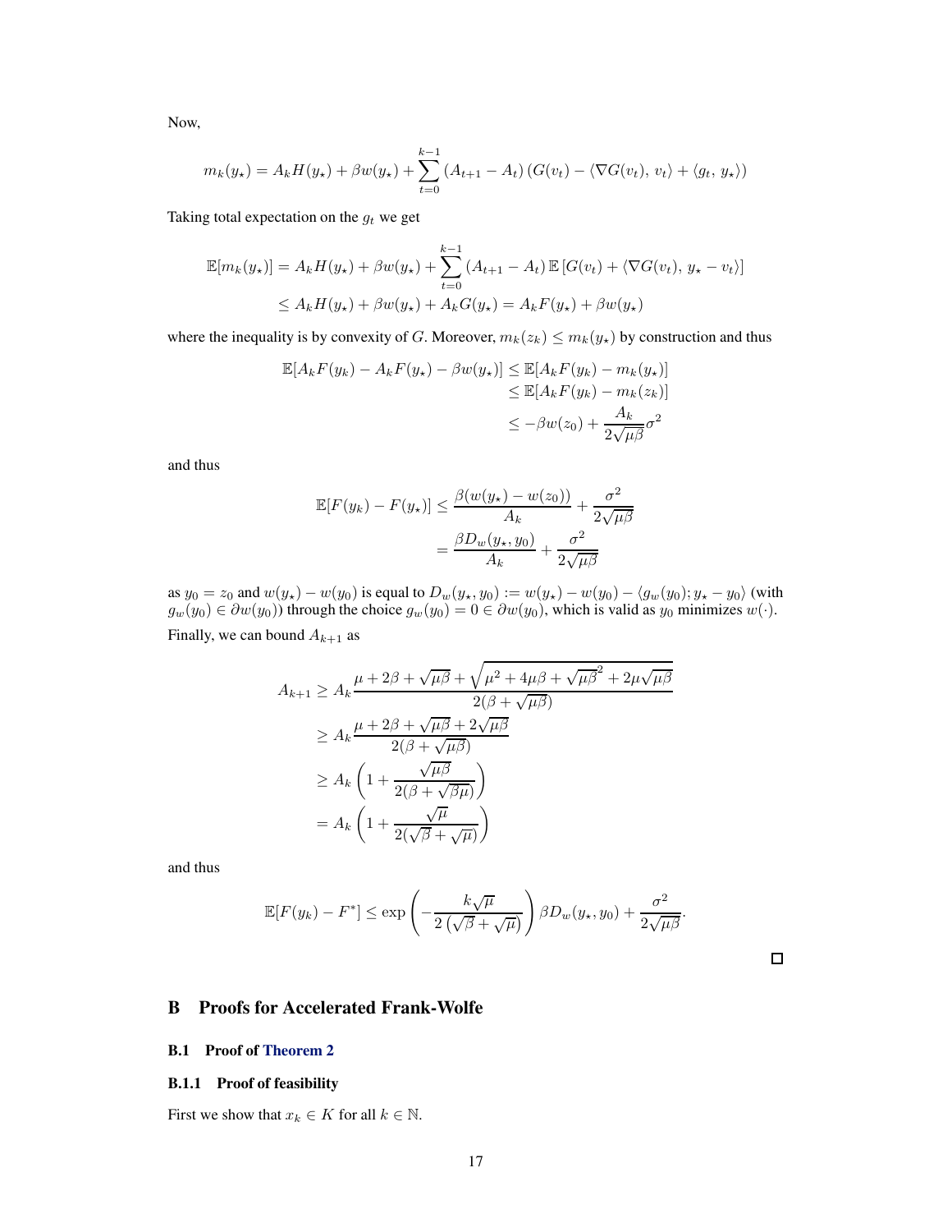Now,

$$m_k(y_\star) = A_k H(y_\star) + \beta w(y_\star) + \sum_{t=0}^{k-1} (A_{t+1} - A_t) \left( G(v_t) - \langle \nabla G(v_t),\, v_t \rangle + \langle g_t,\, y_\star \rangle \right)$$

Taking total expectation on the $g_t$ we get

$$\begin{aligned}
\mathbb{E}[m_k(y_\star)] &= A_k H(y_\star) + \beta w(y_\star) + \sum_{t=0}^{k-1} (A_{t+1} - A_t)\, \mathbb{E}\left[ G(v_t) + \langle \nabla G(v_t),\, y_\star - v_t \rangle \right] \\
&\leq A_k H(y_\star) + \beta w(y_\star) + A_k G(y_\star) = A_k F(y_\star) + \beta w(y_\star)
\end{aligned}$$

where the inequality is by convexity of $G$. Moreover, $m_k(z_k) \leq m_k(y_\star)$ by construction and thus

$$\begin{aligned}
\mathbb{E}[A_k F(y_k) - A_k F(y_\star) - \beta w(y_\star)] &\leq \mathbb{E}[A_k F(y_k) - m_k(y_\star)] \\
&\leq \mathbb{E}[A_k F(y_k) - m_k(z_k)] \\
&\leq -\beta w(z_0) + \frac{A_k}{2\sqrt{\mu\beta}} \sigma^2
\end{aligned}$$

and thus

$$\begin{aligned}
\mathbb{E}[F(y_k) - F(y_\star)] &\leq \frac{\beta(w(y_\star) - w(z_0))}{A_k} + \frac{\sigma^2}{2\sqrt{\mu\beta}} \\
&= \frac{\beta D_w(y_\star, y_0)}{A_k} + \frac{\sigma^2}{2\sqrt{\mu\beta}}
\end{aligned}$$

as $y_0 = z_0$ and $w(y_\star) - w(y_0)$ is equal to $D_w(y_\star, y_0) := w(y_\star) - w(y_0) - \langle g_w(y_0); y_\star - y_0 \rangle$ (with $g_w(y_0) \in \partial w(y_0)$) through the choice $g_w(y_0) = 0 \in \partial w(y_0)$, which is valid as $y_0$ minimizes $w(\cdot)$.

Finally, we can bound $A_{k+1}$ as

$$\begin{aligned}
A_{k+1} &\geq A_k \frac{\mu + 2\beta + \sqrt{\mu\beta} + \sqrt{\mu^2 + 4\mu\beta + \sqrt{\mu\beta}^2 + 2\mu\sqrt{\mu\beta}}}{2(\beta + \sqrt{\mu\beta})} \\
&\geq A_k \frac{\mu + 2\beta + \sqrt{\mu\beta} + 2\sqrt{\mu\beta}}{2(\beta + \sqrt{\mu\beta})} \\
&\geq A_k \left( 1 + \frac{\sqrt{\mu\beta}}{2(\beta + \sqrt{\beta\mu})} \right) \\
&= A_k \left( 1 + \frac{\sqrt{\mu}}{2(\sqrt{\beta} + \sqrt{\mu})} \right)
\end{aligned}$$

and thus

$$\mathbb{E}[F(y_k) - F^*] \leq \exp\left( -\frac{k\sqrt{\mu}}{2\left(\sqrt{\beta} + \sqrt{\mu}\right)} \right) \beta D_w(y_\star, y_0) + \frac{\sigma^2}{2\sqrt{\mu\beta}}.$$

□

# B Proofs for Accelerated Frank-Wolfe

## B.1 Proof of Theorem 2

### B.1.1 Proof of feasibility

First we show that $x_k \in K$ for all $k \in \mathbb{N}$.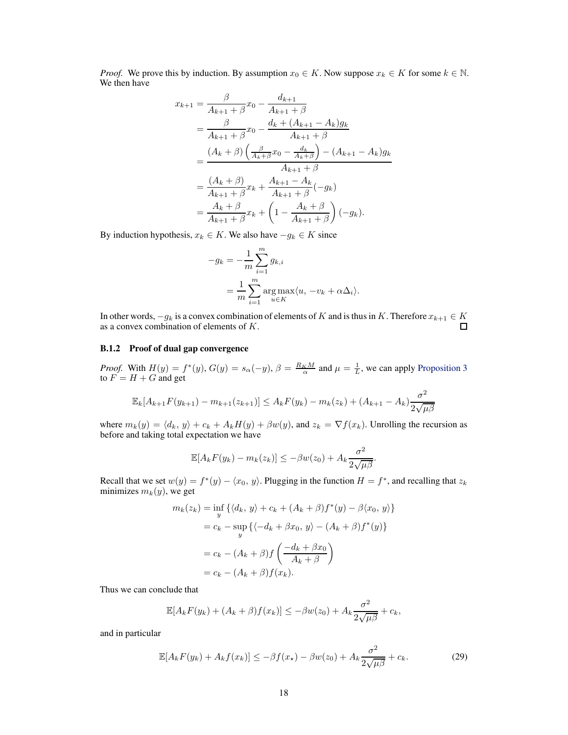*Proof.* We prove this by induction. By assumption $x_0 \in K$. Now suppose $x_k \in K$ for some $k \in \mathbb{N}$. We then have

$$
\begin{aligned}
x_{k+1} &= \frac{\beta}{A_{k+1}+\beta} x_0 - \frac{d_{k+1}}{A_{k+1}+\beta} \\
&= \frac{\beta}{A_{k+1}+\beta} x_0 - \frac{d_k + (A_{k+1}-A_k) g_k}{A_{k+1}+\beta} \\
&= \frac{(A_k+\beta)\left(\frac{\beta}{A_k+\beta} x_0 - \frac{d_k}{A_k+\beta}\right) - (A_{k+1}-A_k) g_k}{A_{k+1}+\beta} \\
&= \frac{(A_k+\beta)}{A_{k+1}+\beta} x_k + \frac{A_{k+1}-A_k}{A_{k+1}+\beta}(-g_k) \\
&= \frac{A_k+\beta}{A_{k+1}+\beta} x_k + \left(1 - \frac{A_k+\beta}{A_{k+1}+\beta}\right)(-g_k).
\end{aligned}
$$

By induction hypothesis, $x_k \in K$. We also have $-g_k \in K$ since

$$
\begin{aligned}
-g_k &= -\frac{1}{m}\sum_{i=1}^m g_{k,i} \\
&= \frac{1}{m}\sum_{i=1}^m \arg\max_{u \in K} \langle u,\, -v_k + \alpha \Delta_i \rangle.
\end{aligned}
$$

In other words, $-g_k$ is a convex combination of elements of $K$ and is thus in $K$. Therefore $x_{k+1} \in K$ as a convex combination of elements of $K$. □

#### B.1.2 Proof of dual gap convergence

*Proof.* With $H(y) = f^*(y)$, $G(y) = s_\alpha(-y)$, $\beta = \frac{R_K M}{\alpha}$ and $\mu = \frac{1}{L}$, we can apply Proposition 3 to $F = H + G$ and get

$$
\mathbb{E}_k[A_{k+1} F(y_{k+1}) - m_{k+1}(z_{k+1})] \le A_k F(y_k) - m_k(z_k) + (A_{k+1} - A_k)\frac{\sigma^2}{2\sqrt{\mu\beta}}
$$

where $m_k(y) = \langle d_k,\, y\rangle + c_k + A_k H(y) + \beta w(y)$, and $z_k = \nabla f(x_k)$. Unrolling the recursion as before and taking total expectation we have

$$
\mathbb{E}[A_k F(y_k) - m_k(z_k)] \le -\beta w(z_0) + A_k \frac{\sigma^2}{2\sqrt{\mu\beta}}.
$$

Recall that we set $w(y) = f^*(y) - \langle x_0,\, y\rangle$. Plugging in the function $H = f^*$, and recalling that $z_k$ minimizes $m_k(y)$, we get

$$
\begin{aligned}
m_k(z_k) &= \inf_y \left\{\langle d_k,\, y\rangle + c_k + (A_k+\beta) f^*(y) - \beta\langle x_0,\, y\rangle\right\} \\
&= c_k - \sup_y \left\{\langle -d_k + \beta x_0,\, y\rangle - (A_k+\beta) f^*(y)\right\} \\
&= c_k - (A_k+\beta) f\left(\frac{-d_k + \beta x_0}{A_k+\beta}\right) \\
&= c_k - (A_k+\beta) f(x_k).
\end{aligned}
$$

Thus we can conclude that

$$
\mathbb{E}[A_k F(y_k) + (A_k+\beta) f(x_k)] \le -\beta w(z_0) + A_k \frac{\sigma^2}{2\sqrt{\mu\beta}} + c_k,
$$

and in particular

$$
\mathbb{E}[A_k F(y_k) + A_k f(x_k)] \le -\beta f(x_\star) - \beta w(z_0) + A_k \frac{\sigma^2}{2\sqrt{\mu\beta}} + c_k. \tag{29}
$$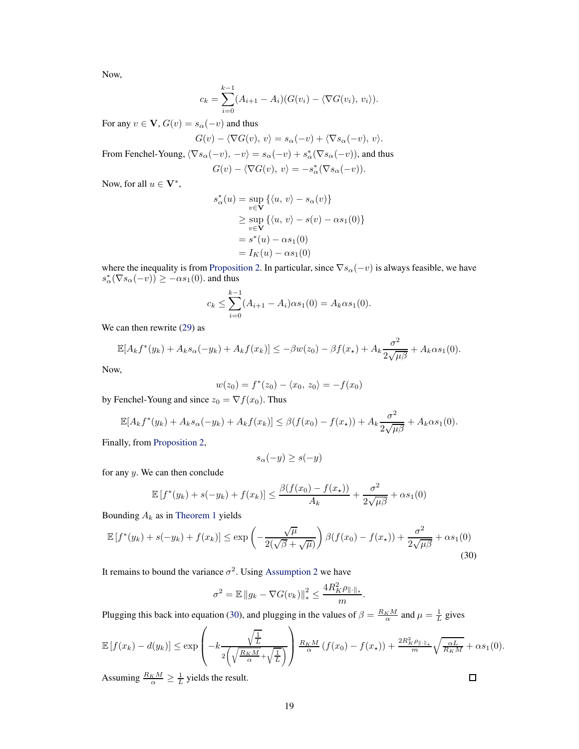Now,

$$c_k = \sum_{i=0}^{k-1}(A_{i+1} - A_i)(G(v_i) - \langle \nabla G(v_i),\, v_i\rangle).$$

For any $v \in \mathbf{V}$, $G(v) = s_\alpha(-v)$ and thus

$$G(v) - \langle \nabla G(v),\, v\rangle = s_\alpha(-v) + \langle \nabla s_\alpha(-v),\, v\rangle.$$

From Fenchel-Young, $\langle \nabla s_\alpha(-v),\, -v\rangle = s_\alpha(-v) + s_\alpha^*(\nabla s_\alpha(-v))$, and thus

$$G(v) - \langle \nabla G(v),\, v\rangle = -s_\alpha^*(\nabla s_\alpha(-v)).$$

Now, for all $u \in \mathbf{V}^*$,

$$\begin{aligned} s_\alpha^*(u) &= \sup_{v\in\mathbf{V}} \{\langle u,\, v\rangle - s_\alpha(v)\} \\ &\geq \sup_{v\in\mathbf{V}} \{\langle u,\, v\rangle - s(v) - \alpha s_1(0)\} \\ &= s^*(u) - \alpha s_1(0) \\ &= I_K(u) - \alpha s_1(0) \end{aligned}$$

where the inequality is from Proposition 2. In particular, since $\nabla s_\alpha(-v)$ is always feasible, we have $s_\alpha^*(\nabla s_\alpha(-v)) \geq -\alpha s_1(0)$. and thus

$$c_k \leq \sum_{i=0}^{k-1}(A_{i+1} - A_i)\alpha s_1(0) = A_k \alpha s_1(0).$$

We can then rewrite (29) as

$$\mathbb{E}[A_k f^*(y_k) + A_k s_\alpha(-y_k) + A_k f(x_k)] \leq -\beta w(z_0) - \beta f(x_\star) + A_k \frac{\sigma^2}{2\sqrt{\mu\beta}} + A_k \alpha s_1(0).$$

Now,

$$w(z_0) = f^*(z_0) - \langle x_0,\, z_0\rangle = -f(x_0)$$

by Fenchel-Young and since $z_0 = \nabla f(x_0)$. Thus

$$\mathbb{E}[A_k f^*(y_k) + A_k s_\alpha(-y_k) + A_k f(x_k)] \leq \beta(f(x_0) - f(x_\star)) + A_k \frac{\sigma^2}{2\sqrt{\mu\beta}} + A_k \alpha s_1(0).$$

Finally, from Proposition 2,

$$s_\alpha(-y) \geq s(-y)$$

for any $y$. We can then conclude

$$\mathbb{E}\left[f^*(y_k) + s(-y_k) + f(x_k)\right] \leq \frac{\beta(f(x_0) - f(x_\star))}{A_k} + \frac{\sigma^2}{2\sqrt{\mu\beta}} + \alpha s_1(0)$$

Bounding $A_k$ as in Theorem 1 yields

$$\mathbb{E}\left[f^*(y_k) + s(-y_k) + f(x_k)\right] \leq \exp\left(-\frac{\sqrt{\mu}}{2(\sqrt{\beta} + \sqrt{\mu})}\right)\beta(f(x_0) - f(x_\star)) + \frac{\sigma^2}{2\sqrt{\mu\beta}} + \alpha s_1(0) \tag{30}$$

It remains to bound the variance $\sigma^2$. Using Assumption 2 we have

$$\sigma^2 = \mathbb{E}\left\|g_k - \nabla G(v_k)\right\|_*^2 \leq \frac{4R_K^2 \rho_{\|\cdot\|_*}}{m}.$$

Plugging this back into equation (30), and plugging in the values of $\beta = \frac{R_K M}{\alpha}$ and $\mu = \frac{1}{L}$ gives

$$\mathbb{E}\left[f(x_k) - d(y_k)\right] \leq \exp\left(-k\frac{\sqrt{\frac{1}{L}}}{2\left(\sqrt{\frac{R_K M}{\alpha}} + \sqrt{\frac{1}{L}}\right)}\right) \frac{R_K M}{\alpha}\left(f(x_0) - f(x_\star)\right) + \frac{2R_K^2 \rho_{\|\cdot\|_*}}{m}\sqrt{\frac{\alpha L}{R_K M}} + \alpha s_1(0).$$

Assuming $\frac{R_K M}{\alpha} \geq \frac{1}{L}$ yields the result. $\square$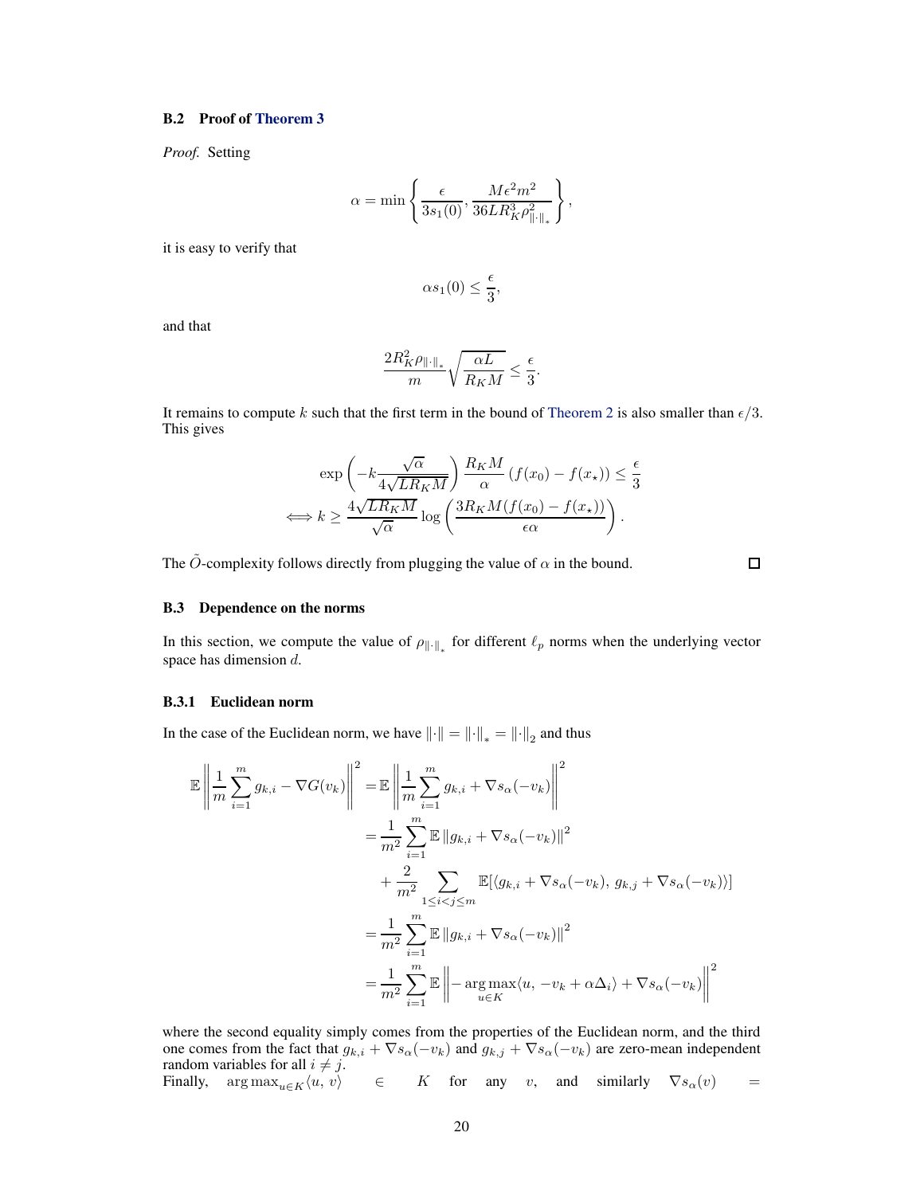### B.2 Proof of Theorem 3

*Proof.* Setting

$$
\alpha = \min\left\{ \frac{\epsilon}{3s_1(0)}, \frac{M\epsilon^2 m^2}{36LR_K^3 \rho_{\|\cdot\|_*}^2} \right\},
$$

it is easy to verify that

$$
\alpha s_1(0) \leq \frac{\epsilon}{3},
$$

and that

$$
\frac{2R_K^2 \rho_{\|\cdot\|_*}}{m} \sqrt{\frac{\alpha L}{R_K M}} \leq \frac{\epsilon}{3}.
$$

It remains to compute $k$ such that the first term in the bound of Theorem 2 is also smaller than $\epsilon/3$. This gives

$$
\begin{aligned}
\exp\left(-k\frac{\sqrt{\alpha}}{4\sqrt{LR_K M}}\right) \frac{R_K M}{\alpha}\left(f(x_0) - f(x_\star)\right) &\leq \frac{\epsilon}{3} \\
\iff k \geq \frac{4\sqrt{LR_K M}}{\sqrt{\alpha}} \log\left(\frac{3R_K M(f(x_0) - f(x_\star))}{\epsilon\alpha}\right)&.
\end{aligned}
$$

The $\tilde{O}$-complexity follows directly from plugging the value of $\alpha$ in the bound. $\square$

### B.3 Dependence on the norms

In this section, we compute the value of $\rho_{\|\cdot\|_*}$ for different $\ell_p$ norms when the underlying vector space has dimension $d$.

#### B.3.1 Euclidean norm

In the case of the Euclidean norm, we have $\|\cdot\| = \|\cdot\|_* = \|\cdot\|_2$ and thus

$$
\begin{aligned}
\mathbb{E}\left\|\frac{1}{m}\sum_{i=1}^m g_{k,i} - \nabla G(v_k)\right\|^2 &= \mathbb{E}\left\|\frac{1}{m}\sum_{i=1}^m g_{k,i} + \nabla s_\alpha(-v_k)\right\|^2 \\
&= \frac{1}{m^2}\sum_{i=1}^m \mathbb{E}\left\|g_{k,i} + \nabla s_\alpha(-v_k)\right\|^2 \\
&\quad + \frac{2}{m^2}\sum_{1\leq i<j\leq m} \mathbb{E}[\langle g_{k,i} + \nabla s_\alpha(-v_k),\, g_{k,j} + \nabla s_\alpha(-v_k)\rangle] \\
&= \frac{1}{m^2}\sum_{i=1}^m \mathbb{E}\left\|g_{k,i} + \nabla s_\alpha(-v_k)\right\|^2 \\
&= \frac{1}{m^2}\sum_{i=1}^m \mathbb{E}\left\|-\operatorname*{arg\,max}_{u\in K}\langle u,\, -v_k + \alpha\Delta_i\rangle + \nabla s_\alpha(-v_k)\right\|^2
\end{aligned}
$$

where the second equality simply comes from the properties of the Euclidean norm, and the third one comes from the fact that $g_{k,i} + \nabla s_\alpha(-v_k)$ and $g_{k,j} + \nabla s_\alpha(-v_k)$ are zero-mean independent random variables for all $i \neq j$.

Finally, $\operatorname{arg\,max}_{u\in K}\langle u,\, v\rangle \in K$ for any $v$, and similarly $\nabla s_\alpha(v) =$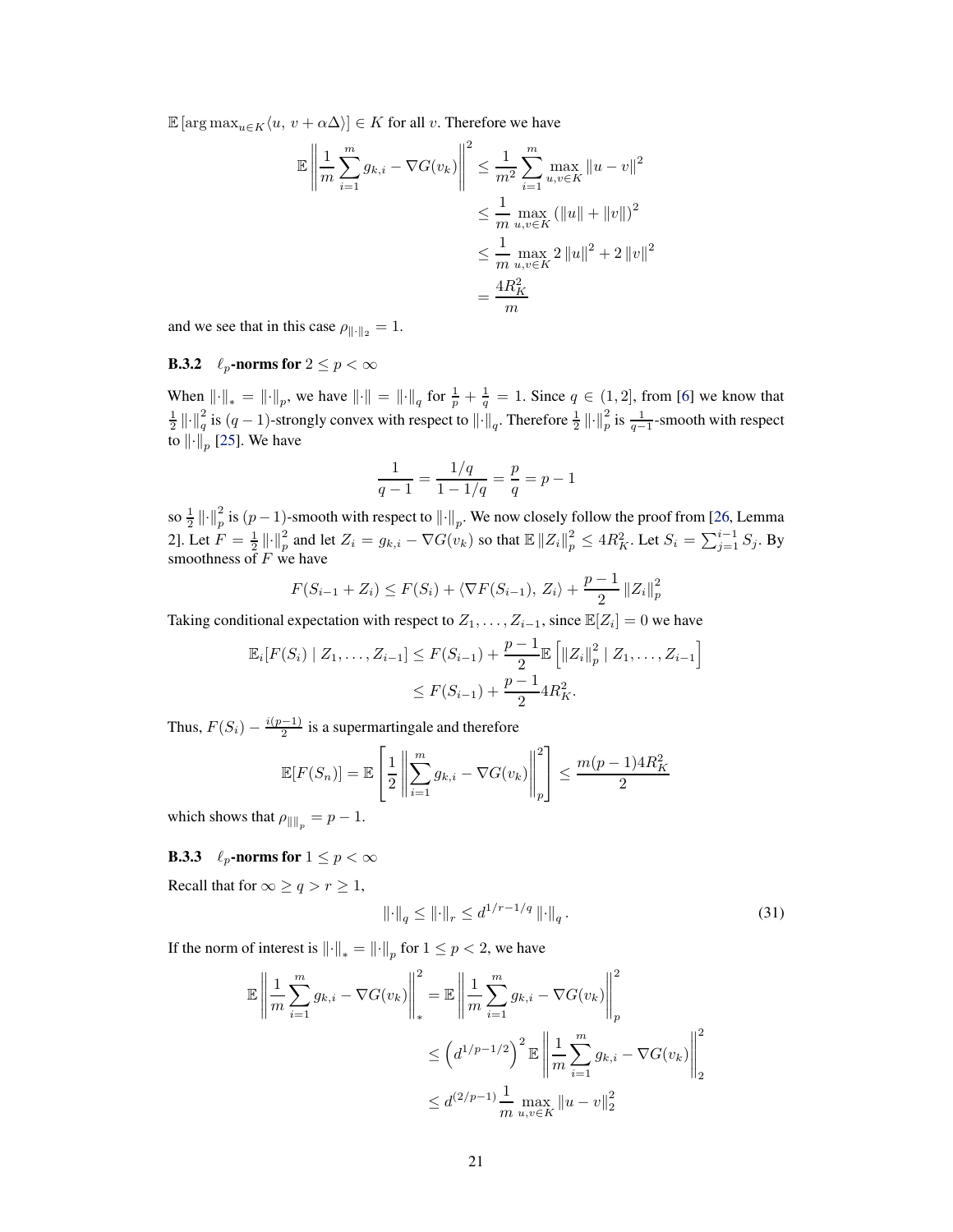$\mathbb{E}\left[\arg\max_{u \in K} \langle u,\, v + \alpha\Delta\rangle\right] \in K$ for all $v$. Therefore we have

$$
\begin{aligned}
\mathbb{E}\left\| \frac{1}{m}\sum_{i=1}^{m} g_{k,i} - \nabla G(v_k) \right\|^2 &\leq \frac{1}{m^2}\sum_{i=1}^{m} \max_{u,v\in K} \|u - v\|^2 \\
&\leq \frac{1}{m} \max_{u,v\in K} \left(\|u\| + \|v\|\right)^2 \\
&\leq \frac{1}{m} \max_{u,v\in K} 2\|u\|^2 + 2\|v\|^2 \\
&= \frac{4R_K^2}{m}
\end{aligned}
$$

and we see that in this case $\rho_{\|\cdot\|_2} = 1$.

### B.3.2 $\ell_p$-norms for $2 \leq p < \infty$

When $\|\cdot\|_* = \|\cdot\|_p$, we have $\|\cdot\| = \|\cdot\|_q$ for $\frac{1}{p} + \frac{1}{q} = 1$. Since $q \in (1, 2]$, from [6] we know that $\frac{1}{2}\|\cdot\|_q^2$ is $(q-1)$-strongly convex with respect to $\|\cdot\|_q$. Therefore $\frac{1}{2}\|\cdot\|_p^2$ is $\frac{1}{q-1}$-smooth with respect to $\|\cdot\|_p$ [25]. We have

$$
\frac{1}{q-1} = \frac{1/q}{1 - 1/q} = \frac{p}{q} = p - 1
$$

so $\frac{1}{2}\|\cdot\|_p^2$ is $(p-1)$-smooth with respect to $\|\cdot\|_p$. We now closely follow the proof from [26, Lemma 2]. Let $F = \frac{1}{2}\|\cdot\|_p^2$ and let $Z_i = g_{k,i} - \nabla G(v_k)$ so that $\mathbb{E}\|Z_i\|_p^2 \leq 4R_K^2$. Let $S_i = \sum_{j=1}^{i-1} S_j$. By smoothness of $F$ we have

$$
F(S_{i-1} + Z_i) \leq F(S_i) + \langle \nabla F(S_{i-1}),\, Z_i\rangle + \frac{p-1}{2}\|Z_i\|_p^2
$$

Taking conditional expectation with respect to $Z_1, \ldots, Z_{i-1}$, since $\mathbb{E}[Z_i] = 0$ we have

$$
\begin{aligned}
\mathbb{E}_i[F(S_i) \mid Z_1, \ldots, Z_{i-1}] &\leq F(S_{i-1}) + \frac{p-1}{2}\mathbb{E}\left[\|Z_i\|_p^2 \mid Z_1, \ldots, Z_{i-1}\right] \\
&\leq F(S_{i-1}) + \frac{p-1}{2}4R_K^2.
\end{aligned}
$$

Thus, $F(S_i) - \frac{i(p-1)}{2}$ is a supermartingale and therefore

$$
\mathbb{E}[F(S_n)] = \mathbb{E}\left[\frac{1}{2}\left\|\sum_{i=1}^{m} g_{k,i} - \nabla G(v_k)\right\|_p^2\right] \leq \frac{m(p-1)4R_K^2}{2}
$$

which shows that $\rho_{\|\|_p} = p - 1$.

### B.3.3 $\ell_p$-norms for $1 \leq p < \infty$

Recall that for $\infty \geq q > r \geq 1$,

$$
\|\cdot\|_q \leq \|\cdot\|_r \leq d^{1/r - 1/q}\|\cdot\|_q. \tag{31}
$$

If the norm of interest is $\|\cdot\|_* = \|\cdot\|_p$ for $1 \leq p < 2$, we have

$$
\begin{aligned}
\mathbb{E}\left\|\frac{1}{m}\sum_{i=1}^{m} g_{k,i} - \nabla G(v_k)\right\|_*^2 &= \mathbb{E}\left\|\frac{1}{m}\sum_{i=1}^{m} g_{k,i} - \nabla G(v_k)\right\|_p^2 \\
&\leq \left(d^{1/p - 1/2}\right)^2 \mathbb{E}\left\|\frac{1}{m}\sum_{i=1}^{m} g_{k,i} - \nabla G(v_k)\right\|_2^2 \\
&\leq d^{(2/p - 1)}\frac{1}{m}\max_{u,v\in K}\|u - v\|_2^2
\end{aligned}
$$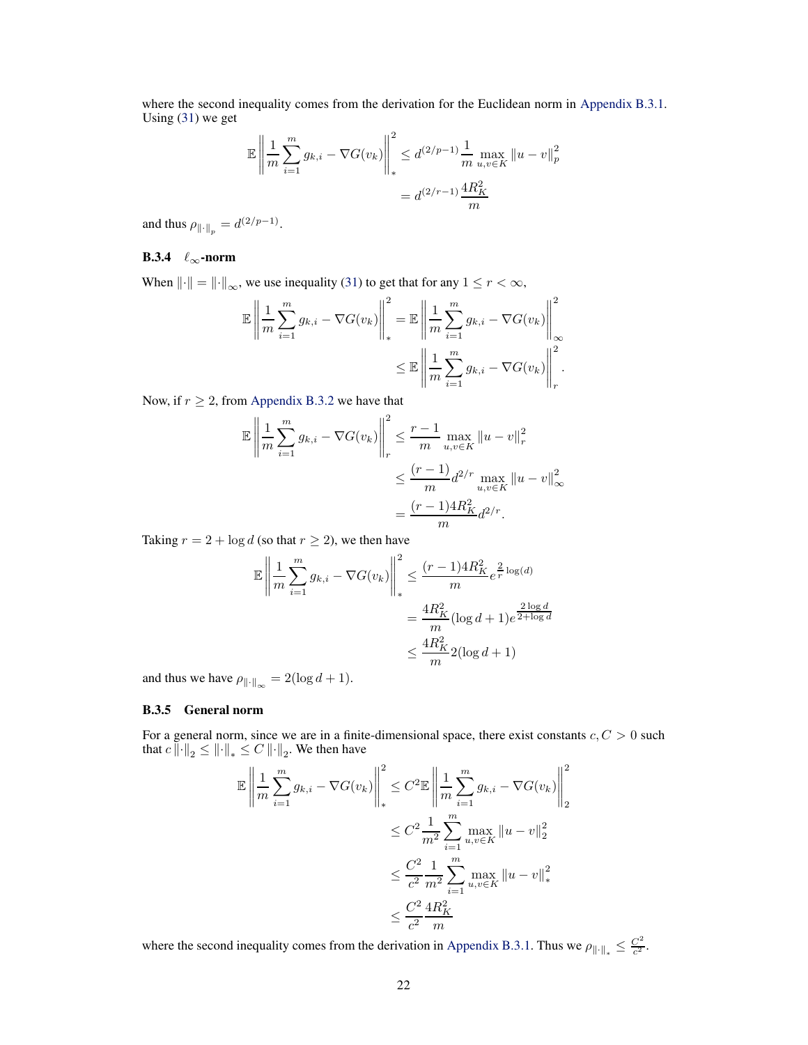where the second inequality comes from the derivation for the Euclidean norm in Appendix B.3.1. Using (31) we get

$$
\begin{aligned}
\mathbb{E}\left\|\frac{1}{m}\sum_{i=1}^{m} g_{k,i} - \nabla G(v_k)\right\|_*^2 &\leq d^{(2/p-1)}\frac{1}{m}\max_{u,v\in K}\|u-v\|_p^2 \\
&= d^{(2/r-1)}\frac{4R_K^2}{m}
\end{aligned}
$$

and thus $\rho_{\|\cdot\|_p} = d^{(2/p-1)}$.

### B.3.4 $\ell_\infty$-norm

When $\|\cdot\| = \|\cdot\|_\infty$, we use inequality (31) to get that for any $1 \leq r < \infty$,

$$
\begin{aligned}
\mathbb{E}\left\|\frac{1}{m}\sum_{i=1}^{m} g_{k,i} - \nabla G(v_k)\right\|_*^2 &= \mathbb{E}\left\|\frac{1}{m}\sum_{i=1}^{m} g_{k,i} - \nabla G(v_k)\right\|_\infty^2 \\
&\leq \mathbb{E}\left\|\frac{1}{m}\sum_{i=1}^{m} g_{k,i} - \nabla G(v_k)\right\|_r^2.
\end{aligned}
$$

Now, if $r \geq 2$, from Appendix B.3.2 we have that

$$
\begin{aligned}
\mathbb{E}\left\|\frac{1}{m}\sum_{i=1}^{m} g_{k,i} - \nabla G(v_k)\right\|_r^2 &\leq \frac{r-1}{m}\max_{u,v\in K}\|u-v\|_r^2 \\
&\leq \frac{(r-1)}{m}d^{2/r}\max_{u,v\in K}\|u-v\|_\infty^2 \\
&= \frac{(r-1)4R_K^2}{m}d^{2/r}.
\end{aligned}
$$

Taking $r = 2 + \log d$ (so that $r \geq 2$), we then have

$$
\begin{aligned}
\mathbb{E}\left\|\frac{1}{m}\sum_{i=1}^{m} g_{k,i} - \nabla G(v_k)\right\|_*^2 &\leq \frac{(r-1)4R_K^2}{m}e^{\frac{2}{r}\log(d)} \\
&= \frac{4R_K^2}{m}(\log d + 1)e^{\frac{2\log d}{2+\log d}} \\
&\leq \frac{4R_K^2}{m}2(\log d + 1)
\end{aligned}
$$

and thus we have $\rho_{\|\cdot\|_\infty} = 2(\log d + 1)$.

### B.3.5 General norm

For a general norm, since we are in a finite-dimensional space, there exist constants $c, C > 0$ such that $c\|\cdot\|_2 \leq \|\cdot\|_* \leq C\|\cdot\|_2$. We then have

$$
\begin{aligned}
\mathbb{E}\left\|\frac{1}{m}\sum_{i=1}^{m} g_{k,i} - \nabla G(v_k)\right\|_*^2 &\leq C^2\mathbb{E}\left\|\frac{1}{m}\sum_{i=1}^{m} g_{k,i} - \nabla G(v_k)\right\|_2^2 \\
&\leq C^2\frac{1}{m^2}\sum_{i=1}^{m}\max_{u,v\in K}\|u-v\|_2^2 \\
&\leq \frac{C^2}{c^2}\frac{1}{m^2}\sum_{i=1}^{m}\max_{u,v\in K}\|u-v\|_*^2 \\
&\leq \frac{C^2}{c^2}\frac{4R_K^2}{m}
\end{aligned}
$$

where the second inequality comes from the derivation in Appendix B.3.1. Thus we $\rho_{\|\cdot\|_*} \leq \frac{C^2}{c^2}$.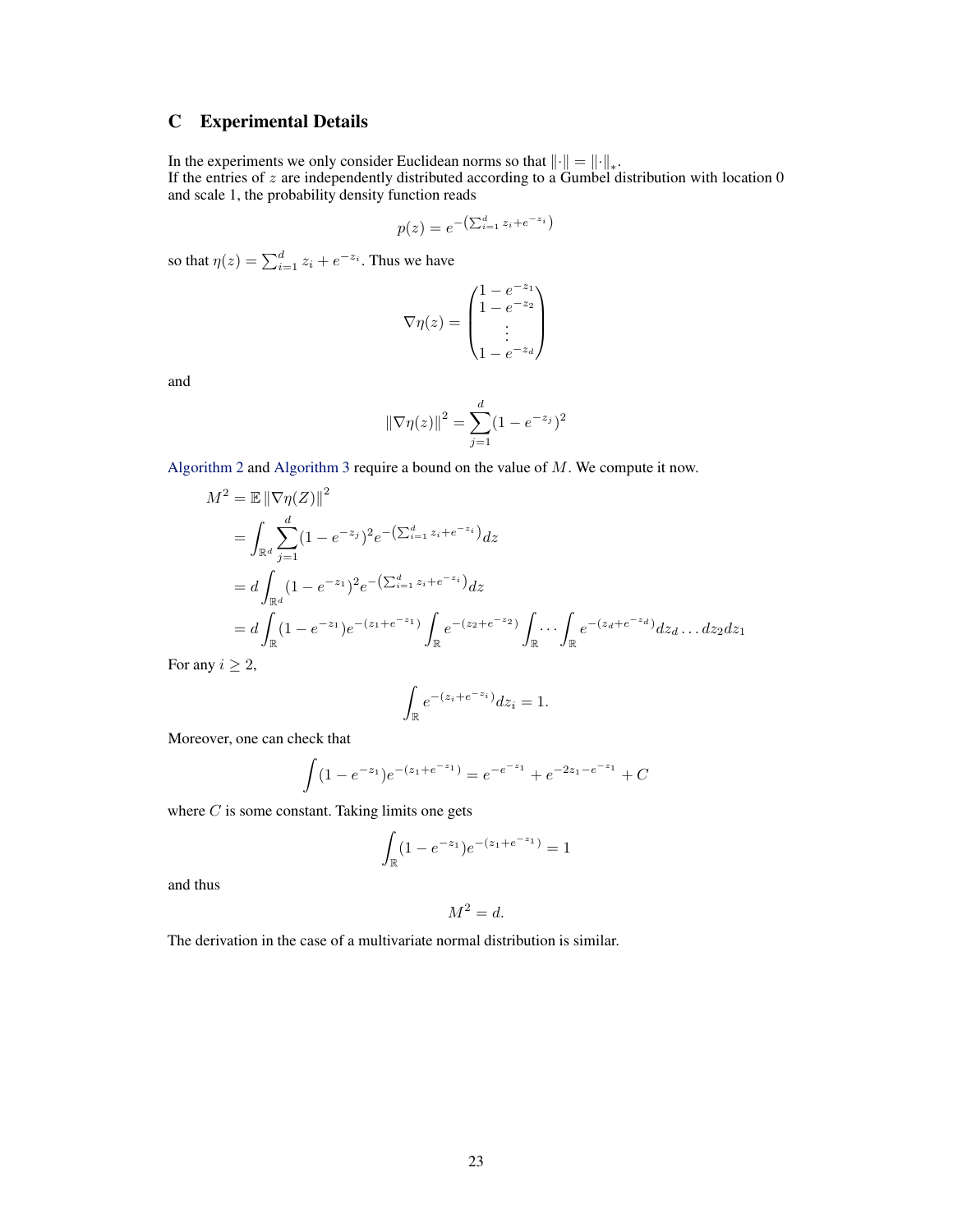# C Experimental Details

In the experiments we only consider Euclidean norms so that $\|\cdot\| = \|\cdot\|_*$.
If the entries of $z$ are independently distributed according to a Gumbel distribution with location 0 and scale 1, the probability density function reads

$$p(z) = e^{-\left(\sum_{i=1}^d z_i + e^{-z_i}\right)}$$

so that $\eta(z) = \sum_{i=1}^d z_i + e^{-z_i}$. Thus we have

$$\nabla \eta(z) = \begin{pmatrix} 1 - e^{-z_1} \\ 1 - e^{-z_2} \\ \vdots \\ 1 - e^{-z_d} \end{pmatrix}$$

and

$$\|\nabla \eta(z)\|^2 = \sum_{j=1}^d (1 - e^{-z_j})^2$$

Algorithm 2 and Algorithm 3 require a bound on the value of $M$. We compute it now.

$$\begin{aligned}
M^2 &= \mathbb{E} \|\nabla \eta(Z)\|^2 \\
&= \int_{\mathbb{R}^d} \sum_{j=1}^d (1 - e^{-z_j})^2 e^{-\left(\sum_{i=1}^d z_i + e^{-z_i}\right)} dz \\
&= d \int_{\mathbb{R}^d} (1 - e^{-z_1})^2 e^{-\left(\sum_{i=1}^d z_i + e^{-z_i}\right)} dz \\
&= d \int_{\mathbb{R}} (1 - e^{-z_1}) e^{-(z_1 + e^{-z_1})} \int_{\mathbb{R}} e^{-(z_2 + e^{-z_2})} \int_{\mathbb{R}} \cdots \int_{\mathbb{R}} e^{-(z_d + e^{-z_d})} dz_d \ldots dz_2 dz_1
\end{aligned}$$

For any $i \geq 2$,

$$\int_{\mathbb{R}} e^{-(z_i + e^{-z_i})} dz_i = 1.$$

Moreover, one can check that

$$\int (1 - e^{-z_1}) e^{-(z_1 + e^{-z_1})} = e^{-e^{-z_1}} + e^{-2z_1 - e^{-z_1}} + C$$

where $C$ is some constant. Taking limits one gets

$$\int_{\mathbb{R}} (1 - e^{-z_1}) e^{-(z_1 + e^{-z_1})} = 1$$

and thus

$$M^2 = d.$$

The derivation in the case of a multivariate normal distribution is similar.